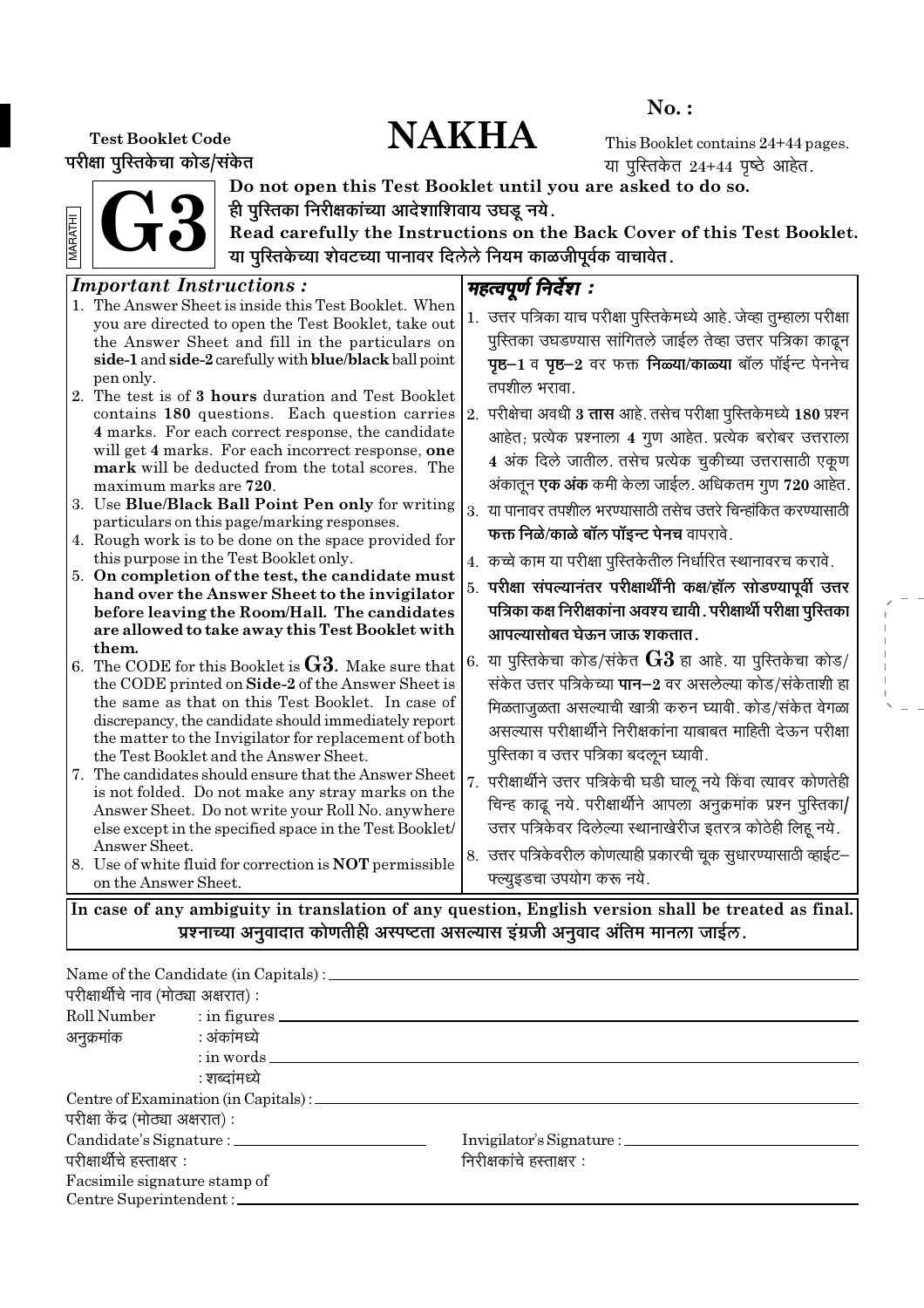**No. :**

# NAKHA

**Test Booklet Code**
**परीक्षा पुस्तिकेचा कोड/संकेत**

This Booklet contains 24+44 pages.
या पुस्तिकेत 24+44 पृष्ठे आहेत.

MARATHI

# G3

**Do not open this Test Booklet until you are asked to do so.**
**ही पुस्तिका निरीक्षकांच्या आदेशाशिवाय उघडू नये.**
**Read carefully the Instructions on the Back Cover of this Test Booklet.**
**या पुस्तिकेच्या शेवटच्या पानावर दिलेले नियम काळजीपूर्वक वाचावेत.**

## *Important Instructions :*

1. The Answer Sheet is inside this Test Booklet. When you are directed to open the Test Booklet, take out the Answer Sheet and fill in the particulars on **side-1** and **side-2** carefully with **blue/black** ball point pen only.
2. The test is of **3 hours** duration and Test Booklet contains **180** questions. Each question carries **4** marks. For each correct response, the candidate will get **4** marks. For each incorrect response, **one mark** will be deducted from the total scores. The maximum marks are **720**.
3. Use **Blue/Black Ball Point Pen only** for writing particulars on this page/marking responses.
4. Rough work is to be done on the space provided for this purpose in the Test Booklet only.
5. **On completion of the test, the candidate must hand over the Answer Sheet to the invigilator before leaving the Room/Hall. The candidates are allowed to take away this Test Booklet with them.**
6. The CODE for this Booklet is **G3**. Make sure that the CODE printed on **Side-2** of the Answer Sheet is the same as that on this Test Booklet. In case of discrepancy, the candidate should immediately report the matter to the Invigilator for replacement of both the Test Booklet and the Answer Sheet.
7. The candidates should ensure that the Answer Sheet is not folded. Do not make any stray marks on the Answer Sheet. Do not write your Roll No. anywhere else except in the specified space in the Test Booklet/Answer Sheet.
8. Use of white fluid for correction is **NOT** permissible on the Answer Sheet.

## *महत्वपूर्ण निर्देश :*

1. उत्तर पत्रिका याच परीक्षा पुस्तिकेमध्ये आहे. जेव्हा तुम्हाला परीक्षा पुस्तिका उघडण्यास सांगितले जाईल तेव्हा उत्तर पत्रिका काढून **पृष्ठ–1** व **पृष्ठ–2** वर फक्त **निळ्या/काळ्या** बॉल पॉईन्ट पेननेच तपशील भरावा.
2. परीक्षेचा अवधी **3 तास** आहे. तसेच परीक्षा पुस्तिकेमध्ये **180** प्रश्न आहेत; प्रत्येक प्रश्नाला **4** गुण आहेत. प्रत्येक बरोबर उत्तराला **4** अंक दिले जातील. तसेच प्रत्येक चुकीच्या उत्तरासाठी एकूण अंकातून **एक अंक** कमी केला जाईल. अधिकतम गुण **720** आहेत.
3. या पानावर तपशील भरण्यासाठी तसेच उत्तरे चिन्हांकित करण्यासाठी **फक्त निळे/काळे बॉल पॉइन्ट पेनच** वापरावे.
4. कच्चे काम या परीक्षा पुस्तिकेतील निर्धारित स्थानावरच करावे.
5. **परीक्षा संपल्यानंतर परीक्षार्थींनी कक्ष/हॉल सोडण्यापूर्वी उत्तर पत्रिका कक्ष निरीक्षकांना अवश्य द्यावी. परीक्षार्थी परीक्षा पुस्तिका आपल्यासोबत घेऊन जाऊ शकतात.**
6. या पुस्तिकेचा कोड/संकेत **G3** हा आहे. या पुस्तिकेचा कोड/संकेत उत्तर पत्रिकेच्या **पान–2** वर असलेल्या कोड/संकेताशी हा मिळताजुळता असल्याची खात्री करुन घ्यावी. कोड/संकेत वेगळा असल्यास परीक्षार्थीने निरीक्षकांना याबाबत माहिती देऊन परीक्षा पुस्तिका व उत्तर पत्रिका बदलून घ्यावी.
7. परीक्षार्थीने उत्तर पत्रिकेची घडी घालू नये किंवा त्यावर कोणतेही चिन्ह काढू नये. परीक्षार्थीने आपला अनुक्रमांक प्रश्न पुस्तिका/उत्तर पत्रिकेवर दिलेल्या स्थानाखेरीज इतरत्र कोठेही लिहू नये.
8. उत्तर पत्रिकेवरील कोणत्याही प्रकारची चूक सुधारण्यासाठी व्हाईट–फ्ल्युइडचा उपयोग करू नये.

**In case of any ambiguity in translation of any question, English version shall be treated as final.**
**प्रश्नाच्या अनुवादात कोणतीही अस्पष्टता असल्यास इंग्रजी अनुवाद अंतिम मानला जाईल.**

Name of the Candidate (in Capitals) : ____________________
परीक्षार्थीचे नाव (मोठ्या अक्षरात) :

Roll Number : in figures ____________________
अनुक्रमांक : अंकांमध्ये
: in words ____________________
: शब्दांमध्ये

Centre of Examination (in Capitals) : ____________________
परीक्षा केंद्र (मोठ्या अक्षरात) :

Candidate's Signature : ____________________ Invigilator's Signature : ____________________
परीक्षार्थीचे हस्ताक्षर : निरीक्षकांचे हस्ताक्षर :

Facsimile signature stamp of
Centre Superintendent : ____________________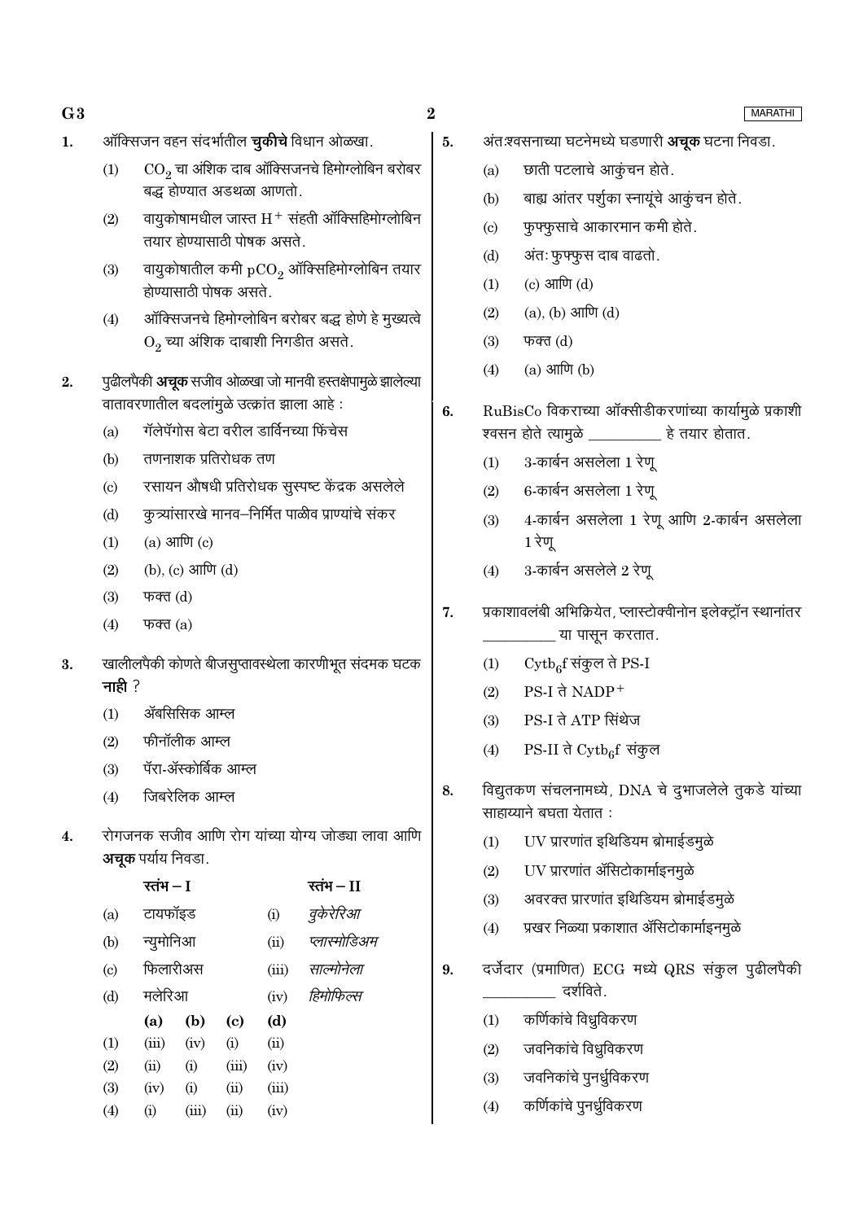1. ऑक्सिजन वहन संदर्भातील **चुकीचे** विधान ओळखा.

   (1) $CO_2$ चा अंशिक दाब ऑक्सिजनचे हिमोग्लोबिन बरोबर बद्ध होण्यात अडथळा आणतो.

   (2) वायुकोषामधील जास्त $H^+$ संहती ऑक्सिहिमोग्लोबिन तयार होण्यासाठी पोषक असते.

   (3) वायुकोषातील कमी $pCO_2$ ऑक्सिहिमोग्लोबिन तयार होण्यासाठी पोषक असते.

   (4) ऑक्सिजनचे हिमोग्लोबिन बरोबर बद्ध होणे हे मुख्यत्वे $O_2$ च्या अंशिक दाबाशी निगडीत असते.

2. पुढीलपैकी **अचूक** सजीव ओळखा जो मानवी हस्तक्षेपामुळे झालेल्या वातावरणातील बदलांमुळे उत्क्रांत झाला आहे :

   (a) गॅलेपॅगोस बेटा वरील डार्विनच्या फिंचेस

   (b) तणनाशक प्रतिरोधक तण

   (c) रसायन औषधी प्रतिरोधक सुस्पष्ट केंद्रक असलेले

   (d) कुत्र्यांसारखे मानव–निर्मित पाळीव प्राण्यांचे संकर

   (1) (a) आणि (c)

   (2) (b), (c) आणि (d)

   (3) फक्त (d)

   (4) फक्त (a)

3. खालीलपैकी कोणते बीजसुप्तावस्थेला कारणीभूत संदमक घटक **नाही** ?

   (1) ॲबसिसिक आम्ल

   (2) फीनॉलीक आम्ल

   (3) पॅरा-ॲस्कोर्बिक आम्ल

   (4) जिबरेलिक आम्ल

4. रोगजनक सजीव आणि रोग यांच्या योग्य जोड्या लावा आणि **अचूक** पर्याय निवडा.

| | स्तंभ – I | | स्तंभ – II |
|---|---|---|---|
| (a) | टायफॉइड | (i) | *वुकेरेरिआ* |
| (b) | न्युमोनिआ | (ii) | *प्लास्मोडिअम* |
| (c) | फिलारीअस | (iii) | *साल्मोनेला* |
| (d) | मलेरिआ | (iv) | *हिमोफिल्स* |

| | (a) | (b) | (c) | (d) |
|---|---|---|---|---|
| (1) | (iii) | (iv) | (i) | (ii) |
| (2) | (ii) | (i) | (iii) | (iv) |
| (3) | (iv) | (i) | (ii) | (iii) |
| (4) | (i) | (iii) | (ii) | (iv) |

5. अंतःश्वसनाच्या घटनेमध्ये घडणारी **अचूक** घटना निवडा.

   (a) छाती पटलाचे आकुंचन होते.

   (b) बाह्य आंतर पर्शुका स्नायूंचे आकुंचन होते.

   (c) फुफ्फुसाचे आकारमान कमी होते.

   (d) अंतः फुफ्फुस दाब वाढतो.

   (1) (c) आणि (d)

   (2) (a), (b) आणि (d)

   (3) फक्त (d)

   (4) (a) आणि (b)

6. RuBisCo विकराच्या ऑक्सीडीकरणांच्या कार्यामुळे प्रकाशी श्वसन होते त्यामुळे __________ हे तयार होतात.

   (1) 3-कार्बन असलेला 1 रेणू

   (2) 6-कार्बन असलेला 1 रेणू

   (3) 4-कार्बन असलेला 1 रेणू आणि 2-कार्बन असलेला 1 रेणू

   (4) 3-कार्बन असलेले 2 रेणू

7. प्रकाशावलंबी अभिक्रियेत, प्लास्टोक्वीनोन इलेक्ट्रॉन स्थानांतर __________ या पासून करतात.

   (1) $Cytb_6f$ संकुल ते PS-I

   (2) PS-I ते $NADP^+$

   (3) PS-I ते ATP सिंथेज

   (4) PS-II ते $Cytb_6f$ संकुल

8. विद्युतकण संचलनामध्ये, DNA चे दुभाजलेले तुकडे यांच्या साहाय्याने बघता येतात :

   (1) UV प्रारणांत इथिडियम ब्रोमाईडमुळे

   (2) UV प्रारणांत ॲसिटोकार्माइनमुळे

   (3) अवरक्त प्रारणांत इथिडियम ब्रोमाईडमुळे

   (4) प्रखर निळ्या प्रकाशात ॲसिटोकार्माइनमुळे

9. दर्जेदार (प्रमाणित) ECG मध्ये QRS संकुल पुढीलपैकी __________ दर्शविते.

   (1) कर्णिकांचे विध्रुविकरण

   (2) जवनिकांचे विध्रुविकरण

   (3) जवनिकांचे पुनर्ध्रुविकरण

   (4) कर्णिकांचे पुनर्ध्रुविकरण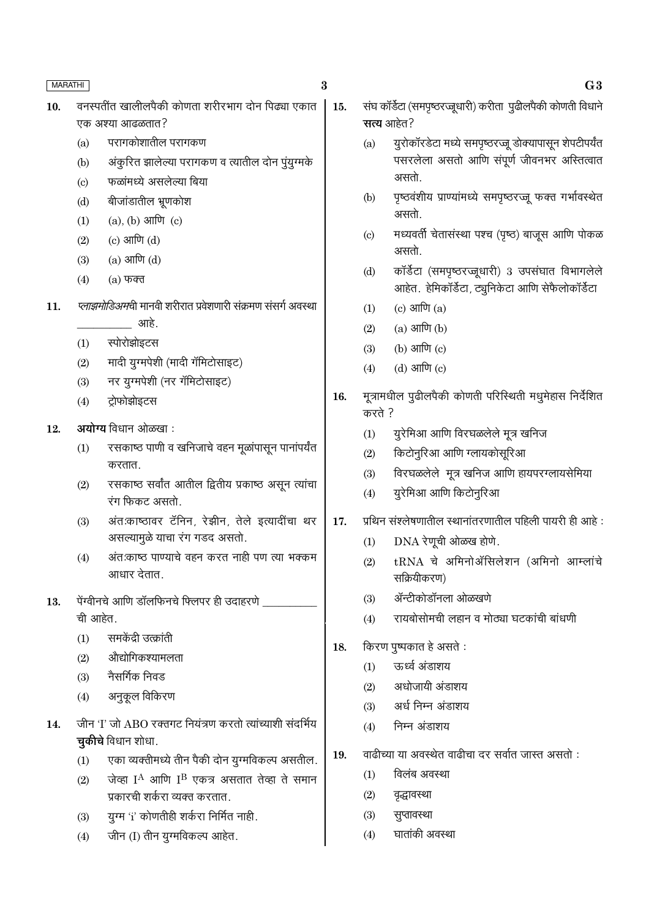10. वनस्पतींत खालीलपैकी कोणता शरीरभाग दोन पिढ्या एकात एक अश्या आढळतात?

   (a) परागकोशातील परागकण
   (b) अंकुरित झालेल्या परागकण व त्यातील दोन पुंयुग्मके
   (c) फळांमध्ये असलेल्या बिया
   (d) बीजांडातील भ्रूणकोश

   (1) (a), (b) आणि (c)
   (2) (c) आणि (d)
   (3) (a) आणि (d)
   (4) (a) फक्त

11. *प्लाझमोडिअम*ची मानवी शरीरात प्रवेशणारी संक्रमण संसर्ग अवस्था __________ आहे.

   (1) स्पोरोझोइटस
   (2) मादी युग्मपेशी (मादी गॅमिटोसाइट)
   (3) नर युग्मपेशी (नर गॅमिटोसाइट)
   (4) ट्रोफोझोइटस

12. **अयोग्य** विधान ओळखा :

   (1) रसकाष्ठ पाणी व खनिजाचे वहन मूळांपासून पानांपर्यंत करतात.
   (2) रसकाष्ठ सर्वांत आतील द्वितीय प्रकाष्ठ असून त्यांचा रंग फिकट असतो.
   (3) अंतःकाष्ठावर टॅनिन, रेझीन, तेले इत्यादींचा थर असल्यामुळे याचा रंग गडद असतो.
   (4) अंतःकाष्ठ पाण्याचे वहन करत नाही पण त्या भक्कम आधार देतात.

13. पेंग्वीनचे आणि डॉलफिनचे फ्लिपर ही उदाहरणे __________ ची आहेत.

   (1) समकेंद्री उत्क्रांती
   (2) औद्योगिकश्यामलता
   (3) नैसर्गिक निवड
   (4) अनुकूल विकिरण

14. जीन 'I' जो ABO रक्तगट नियंत्रण करतो त्यांच्याशी संदर्भिय **चुकीचे** विधान शोधा.

   (1) एका व्यक्तीमध्ये तीन पैकी दोन युग्मविकल्प असतील.
   (2) जेव्हा $I^A$ आणि $I^B$ एकत्र असतात तेव्हा ते समान प्रकारची शर्करा व्यक्त करतात.
   (3) युग्म 'i' कोणतीही शर्करा निर्मित नाही.
   (4) जीन (I) तीन युग्मविकल्प आहेत.

15. संघ कॉर्डेटा (समपृष्ठरज्जूधारी) करीता पुढीलपैकी कोणती विधाने **सत्य** आहेत?

   (a) युरोकॉरडेटा मध्ये समपृष्ठरज्जू डोक्यापासून शेपटीपर्यंत पसरलेला असतो आणि संपूर्ण जीवनभर अस्तित्वात असतो.
   (b) पृष्ठवंशीय प्राण्यांमध्ये समपृष्ठरज्जू फक्त गर्भावस्थेत असतो.
   (c) मध्यवर्ती चेतासंस्था पश्च (पृष्ठ) बाजूस आणि पोकळ असतो.
   (d) कॉर्डेटा (समपृष्ठरज्जूधारी) 3 उपसंघात विभागलेले आहेत. हेमिकॉर्डेटा, ट्युनिकेटा आणि सेफैलोकॉर्डेटा

   (1) (c) आणि (a)
   (2) (a) आणि (b)
   (3) (b) आणि (c)
   (4) (d) आणि (c)

16. मूत्रामधील पुढीलपैकी कोणती परिस्थिती मधुमेहास निर्देशित करते ?

   (1) युरेमिआ आणि विरघळलेले मूत्र खनिज
   (2) किटोनुरिआ आणि ग्लायकोसूरिआ
   (3) विरघळलेले मूत्र खनिज आणि हायपरग्लायसेमिया
   (4) युरेमिआ आणि किटोनुरिआ

17. प्रथिन संश्लेषणातील स्थानांतरणातील पहिली पायरी ही आहे :

   (1) DNA रेणूची ओळख होणे.
   (2) tRNA चे अमिनोॲसिलेशन (अमिनो आम्लांचे सक्रियीकरण)
   (3) ॲन्टीकोडॉनला ओळखणे
   (4) रायबोसोमची लहान व मोठ्या घटकांची बांधणी

18. किरण पुष्पकात हे असते :

   (1) ऊर्ध्व अंडाशय
   (2) अधोजायी अंडाशय
   (3) अर्ध निम्न अंडाशय
   (4) निम्न अंडाशय

19. वाढीच्या या अवस्थेत वाढीचा दर सर्वात जास्त असतो :

   (1) विलंब अवस्था
   (2) वृद्धावस्था
   (3) सुप्तावस्था
   (4) घातांकी अवस्था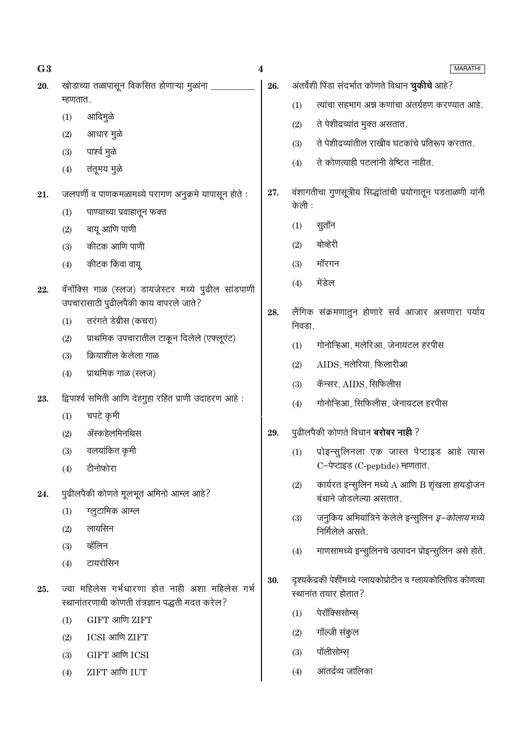20. खोडाच्या तळापासून विकसित होणाऱ्या मुळांना __________ म्हणतात.

    (1) आदिमुळे
    (2) आधार मुळे
    (3) पार्श्व मुळे
    (4) तंतूमय मुळे

21. जलपर्णी व पाणकमळामध्ये परागण अनुक्रमे यापासून होते :

    (1) पाण्याच्या प्रवाहातून फक्त
    (2) वायू आणि पाणी
    (3) कीटक आणि पाणी
    (4) कीटक किंवा वायू

22. वॅनॉक्सि गाळ (स्लज) डायजेस्टर मध्ये पुढील सांडपाणी उपचारासाठी पुढीलपैकी काय वापरले जाते?

    (1) तरंगते डेब्रीस (कचरा)
    (2) प्राथमिक उपचारातील टाकून दिलेले (एफ्लूएंट)
    (3) क्रियाशील केलेला गाळ
    (4) प्राथमिक गाळ (स्लज)

23. द्विपार्श्व समिती आणि देहगुहा रहित प्राणी उदाहरण आहे :

    (1) चपटे कृमी
    (2) ॲस्कहेलमिनथिस
    (3) वलयांकित कृमी
    (4) टीनोफोरा

24. पुढीलपैकी कोणते मूलभूत अमिनो आम्ल आहे?

    (1) ग्लुटामिक आम्ल
    (2) लायसिन
    (3) व्हॅलिन
    (4) टायरोसिन

25. ज्या महिलेस गर्भधारणा होत नाही अशा महिलेस गर्भ स्थानांतरणाची कोणती तंत्रज्ञान पद्धती मदत करेल?

    (1) GIFT आणि ZIFT
    (2) ICSI आणि ZIFT
    (3) GIFT आणि ICSI
    (4) ZIFT आणि IUT

26. अंतर्वेशी पिंडा संदर्भात कोणते विधान **चुकीचे** आहे?

    (1) त्यांचा सहभाग अन्न कणांचा अंतर्ग्रहण करण्यात आहे.
    (2) ते पेशीद्रव्यांत मुक्त असतात.
    (3) ते पेशीद्रव्यांतील राखीव घटकांचे प्रतिरूप करतात.
    (4) ते कोणत्याही पटलांनी वेष्टित नाहीत.

27. वंशागतीचा गुणसूत्रीय सिद्धांतांची प्रयोगातून पडताळणी यांनी केली :

    (1) सुतॉन
    (2) बोव्हेरी
    (3) मॉरगन
    (4) मेंडेल

28. लैंगिक संक्रमणातुन होणारे सर्व आजार असणारा पर्याय निवडा.

    (1) गोनोन्हिआ, मलेरिआ, जेनायटल हरपीस
    (2) AIDS, मलेरिया, फिलारीआ
    (3) कॅन्सर, AIDS, सिफिलीस
    (4) गोनोन्हिआ, सिफिलीस, जेनायटल हरपीस

29. पुढीलपैकी कोणते विधान **बरोबर नाही** ?

    (1) प्रोइन्सुलिनला एक जास्त पेप्टाइड आहे त्यास C–पेप्टाइड (C-peptide) म्हणतात.
    (2) कार्यरत इन्सुलिन मध्ये A आणि B शृंखला हायड्रोजन बंधाने जोडलेल्या असतात.
    (3) जनुकिय अभियांत्रिने केलेले इन्सुलिन *इ–कोलाय* मध्ये निर्मिलेले असते.
    (4) माणसामध्ये इन्सुलिनचे उत्पादन प्रोइन्सुलिन असे होते.

30. दृश्यकेंद्रकी पेशींमध्ये ग्लायकोप्रोटीन व ग्लायकोलिपिड कोणत्या स्थानांत तयार होतात?

    (1) पेरॉक्सिसोम्स्
    (2) गॉल्जी संकुल
    (3) पॉलीसोम्स्
    (4) आंतर्द्रव्य जालिका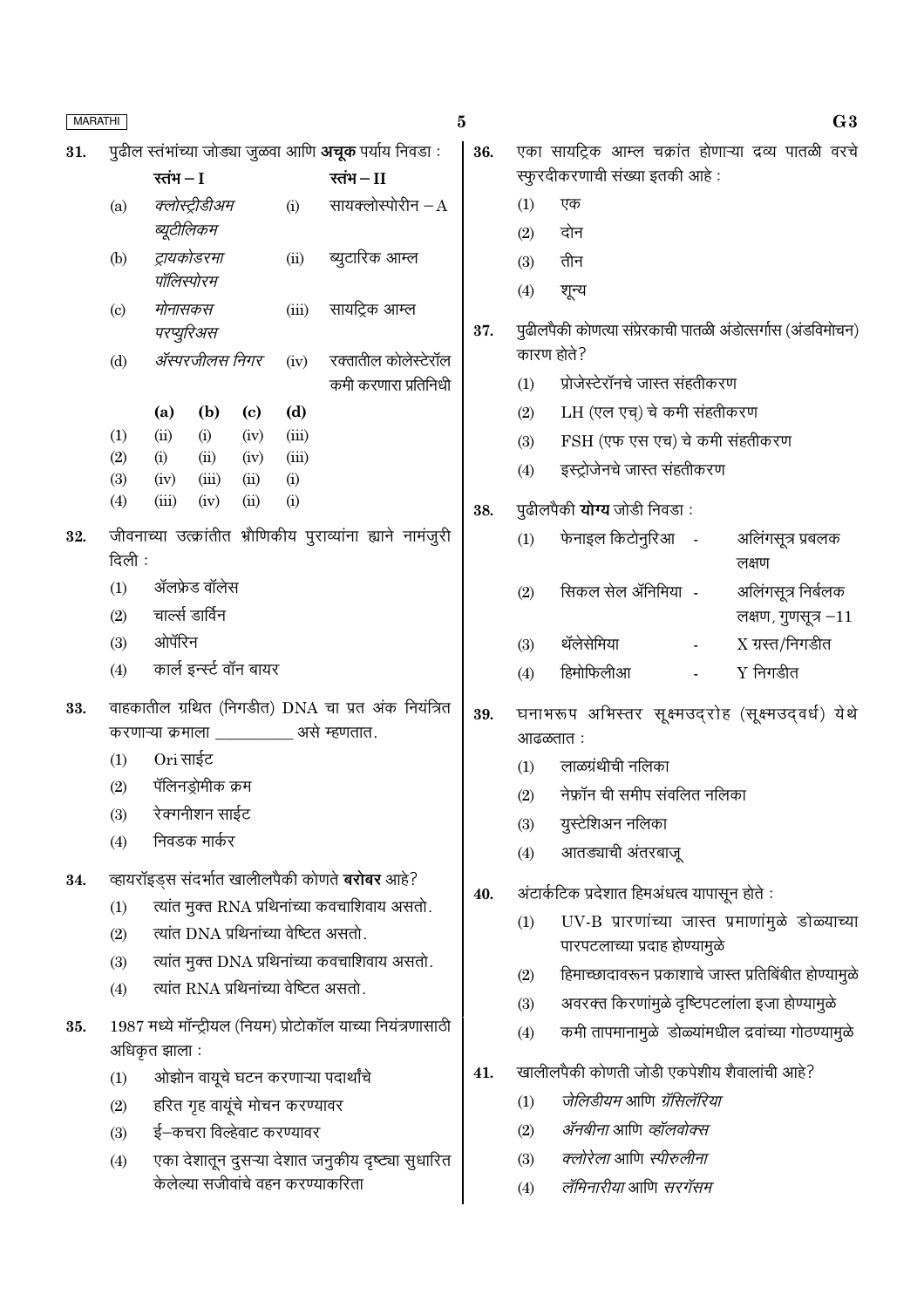31. पुढील स्तंभांच्या जोड्या जुळवा आणि **अचूक** पर्याय निवडा :

| | स्तंभ – I | | स्तंभ – II |
|---|---|---|---|
| (a) | *क्लोस्ट्रीडीअम ब्यूटीलिकम* | (i) | सायक्लोस्पोरीन – A |
| (b) | *ट्रायकोडरमा पॉलिस्पोरम* | (ii) | ब्युटारिक आम्ल |
| (c) | *मोनासकस परप्युरिअस* | (iii) | सायट्रिक आम्ल |
| (d) | *ॲस्परजीलस निगर* | (iv) | रक्तातील कोलेस्टेरॉल कमी करणारा प्रतिनिधी |

| | (a) | (b) | (c) | (d) |
|---|---|---|---|---|
| (1) | (ii) | (i) | (iv) | (iii) |
| (2) | (i) | (ii) | (iv) | (iii) |
| (3) | (iv) | (iii) | (ii) | (i) |
| (4) | (iii) | (iv) | (ii) | (i) |

32. जीवनाच्या उत्क्रांतीत भौगिकीय पुराव्यांना ह्याने नामंजुरी दिली :
   (1) ॲलफ्रेड वॉलेस
   (2) चार्ल्स डार्विन
   (3) ओपॅरिन
   (4) कार्ल इन्स्र्ट वॉन बायर

33. वाहकातील ग्रथित (निगडीत) DNA चा प्रत अंक नियंत्रित करणाऱ्या क्रमाला __________ असे म्हणतात.
   (1) Ori साईट
   (2) पॅलिनड्रोमीक क्रम
   (3) रेक्गनीशन साईट
   (4) निवडक मार्कर

34. व्हायरॉइड्स संदर्भात खालीलपैकी कोणते **बरोबर** आहे?
   (1) त्यांत मुक्त RNA प्रथिनांच्या कवचाशिवाय असतो.
   (2) त्यांत DNA प्रथिनांच्या वेष्टित असतो.
   (3) त्यांत मुक्त DNA प्रथिनांच्या कवचाशिवाय असतो.
   (4) त्यांत RNA प्रथिनांच्या वेष्टित असतो.

35. 1987 मध्ये मॉन्ट्रीयल (नियम) प्रोटोकॉल याच्या नियंत्रणासाठी अधिकृत झाला :
   (1) ओझोन वायूचे घटन करणाऱ्या पदार्थांचे
   (2) हरित गृह वायूंचे मोचन करण्यावर
   (3) ई–कचरा विल्हेवाट करण्यावर
   (4) एका देशातून दुसऱ्या देशात जनुकीय दृष्ट्या सुधारित केलेल्या सजीवांचे वहन करण्याकरिता

36. एका सायट्रिक आम्ल चक्रांत होणाऱ्या द्रव्य पातळी वरचे स्फुरदीकरणाची संख्या इतकी आहे :
   (1) एक
   (2) दोन
   (3) तीन
   (4) शून्य

37. पुढीलपैकी कोणत्या संप्रेरकाची पातळी अंडोत्सर्गास (अंडविमोचन) कारण होते?
   (1) प्रोजेस्टेरॉनचे जास्त संहतीकरण
   (2) LH (एल एच्) चे कमी संहतीकरण
   (3) FSH (एफ एस एच्) चे कमी संहतीकरण
   (4) इस्ट्रोजेनचे जास्त संहतीकरण

38. पुढीलपैकी **योग्य** जोडी निवडा :
   (1) फेनाइल किटोनुरिआ - अलिंगसूत्र प्रबलक लक्षण
   (2) सिकल सेल ॲनिमिया - अलिंगसूत्र निर्बलक लक्षण, गुणसूत्र –11
   (3) थॅलेसेमिया - X ग्रस्त/निगडीत
   (4) हिमोफिलीआ - Y निगडीत

39. घनाभरूप अभिस्तर सूक्ष्मउद्‌रोह (सूक्ष्मउद्‌वर्ध) येथे आढळतात :
   (1) लाळग्रंथीची नलिका
   (2) नेफ्रॉन ची समीप संवलित नलिका
   (3) युस्टेशिअन नलिका
   (4) आतड्याची अंतरबाजू

40. अंटार्कटिक प्रदेशात हिमअंधत्व यापासून होते :
   (1) UV-B प्रारणांच्या जास्त प्रमाणांमुळे डोळ्याच्या पारपटलाच्या प्रदाह होण्यामुळे
   (2) हिमाच्छादावरून प्रकाशाचे जास्त प्रतिबिंबीत होण्यामुळे
   (3) अवरक्त किरणांमुळे दृष्टिपटलाला इजा होण्यामुळे
   (4) कमी तापमानामुळे डोळ्यांमधील द्रवांच्या गोठण्यामुळे

41. खालीलपैकी कोणती जोडी एकपेशीय शैवालांची आहे?
   (1) *जेलिडीयम* आणि *ग्रॅसिलॅरिया*
   (2) *ॲनबीना* आणि *व्हॅलवोक्स*
   (3) *क्लोरेला* आणि *स्पीरुलीना*
   (4) *लॅमिनारीया* आणि *सरगॅसम*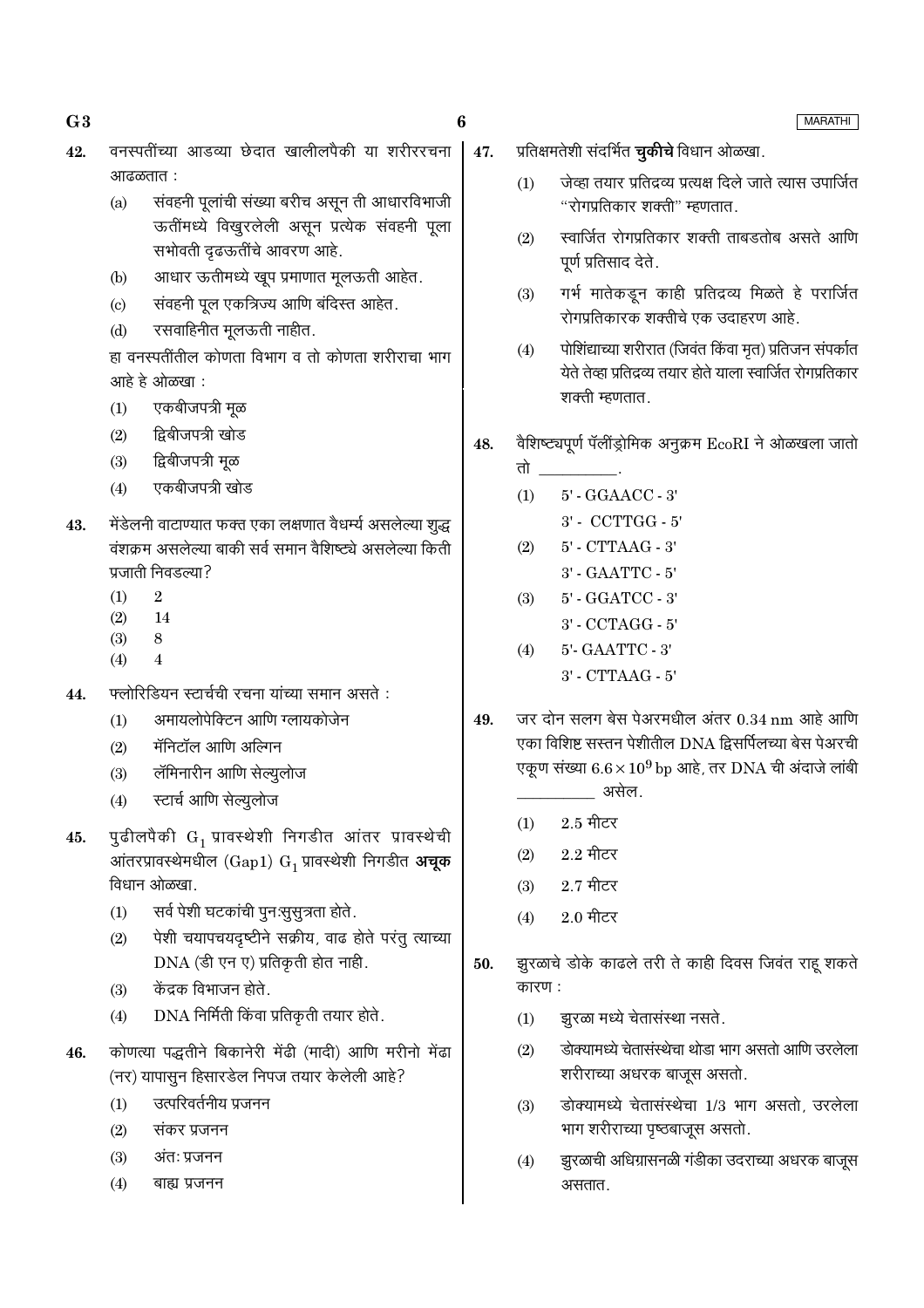42. वनस्पतींच्या आडव्या छेदात खालीलपैकी या शरीररचना आढळतात :

    (a) संवहनी पूलांची संख्या बरीच असून ती आधारविभाजी ऊतींमध्ये विखुरलेली असून प्रत्येक संवहनी पूला सभोवती दृढऊतींचे आवरण आहे.

    (b) आधार ऊतीमध्ये खूप प्रमाणात मूलऊती आहेत.

    (c) संवहनी पूल एकत्रिज्य आणि बंदिस्त आहेत.

    (d) रसवाहिनीत मूलऊती नाहीत.

    हा वनस्पतींतील कोणता विभाग व तो कोणता शरीराचा भाग आहे हे ओळखा :

    (1) एकबीजपत्री मूळ
    (2) द्विबीजपत्री खोड
    (3) द्विबीजपत्री मूळ
    (4) एकबीजपत्री खोड

43. मेंडेलनी वाटाण्यात फक्त एका लक्षणात वैधर्म्य असलेल्या शुद्ध वंशक्रम असलेल्या बाकी सर्व समान वैशिष्ट्ये असलेल्या किती प्रजाती निवडल्या?

    (1) 2
    (2) 14
    (3) 8
    (4) 4

44. फ्लोरिडियन स्टार्चची रचना यांच्या समान असते :

    (1) अमायलोपेक्टिन आणि ग्लायकोजेन
    (2) मॅनिटॉल आणि अल्गिन
    (3) लॅमिनारीन आणि सेल्युलोज
    (4) स्टार्च आणि सेल्युलोज

45. पुढीलपैकी $G_1$ प्रावस्थेशी निगडीत आंतर प्रावस्थेची आंतरप्रावस्थेमधील (Gap1) $G_1$ प्रावस्थेशी निगडीत **अचूक** विधान ओळखा.

    (1) सर्व पेशी घटकांची पुनःसुसुत्रता होते.
    (2) पेशी चयापचयदृष्टीने सक्रीय, वाढ होते परंतु त्याच्या DNA (डी एन ए) प्रतिकृती होत नाही.
    (3) केंद्रक विभाजन होते.
    (4) DNA निर्मिती किंवा प्रतिकृती तयार होते.

46. कोणत्या पद्धतीने बिकानेरी मेंढी (मादी) आणि मरीनो मेंढा (नर) यापासुन हिसारडेल निपज तयार केलेली आहे?

    (1) उत्परिवर्तनीय प्रजनन
    (2) संकर प्रजनन
    (3) अंतः प्रजनन
    (4) बाह्य प्रजनन

47. प्रतिक्षमतेशी संदर्भित **चुकीचे** विधान ओळखा.

    (1) जेव्हा तयार प्रतिद्रव्य प्रत्यक्ष दिले जाते त्यास उपार्जित "रोगप्रतिकार शक्ती" म्हणतात.
    (2) स्वार्जित रोगप्रतिकार शक्ती ताबडतोब असते आणि पूर्ण प्रतिसाद देते.
    (3) गर्भ मातेकडून काही प्रतिद्रव्य मिळते हे परार्जित रोगप्रतिकारक शक्तीचे एक उदाहरण आहे.
    (4) पोशिंद्याच्या शरीरात (जिवंत किंवा मृत) प्रतिजन संपर्कात येते तेव्हा प्रतिद्रव्य तयार होते याला स्वार्जित रोगप्रतिकार शक्ती म्हणतात.

48. वैशिष्ट्यपूर्ण पॅलींड्रोमिक अनुक्रम EcoRI ने ओळखला जातो तो __________.

    (1) 5' - GGAACC - 3'
        3' - CCTTGG - 5'
    (2) 5' - CTTAAG - 3'
        3' - GAATTC - 5'
    (3) 5' - GGATCC - 3'
        3' - CCTAGG - 5'
    (4) 5'- GAATTC - 3'
        3' - CTTAAG - 5'

49. जर दोन सलग बेस पेअरमधील अंतर 0.34 nm आहे आणि एका विशिष्ट सस्तन पेशीतील DNA द्विसर्पिलच्या बेस पेअरची एकूण संख्या $6.6 \times 10^9$ bp आहे, तर DNA ची अंदाजे लांबी __________ असेल.

    (1) 2.5 मीटर
    (2) 2.2 मीटर
    (3) 2.7 मीटर
    (4) 2.0 मीटर

50. झुरळाचे डोके काढले तरी ते काही दिवस जिवंत राहू शकते कारण :

    (1) झुरळा मध्ये चेतासंस्था नसते.
    (2) डोक्यामध्ये चेतासंस्थेचा थोडा भाग असतो आणि उरलेला शरीराच्या अधरक बाजूस असतो.
    (3) डोक्यामध्ये चेतासंस्थेचा 1/3 भाग असतो, उरलेला भाग शरीराच्या पृष्ठबाजूस असतो.
    (4) झुरळाची अधिग्रासनळी गंडीका उदराच्या अधरक बाजूस असतात.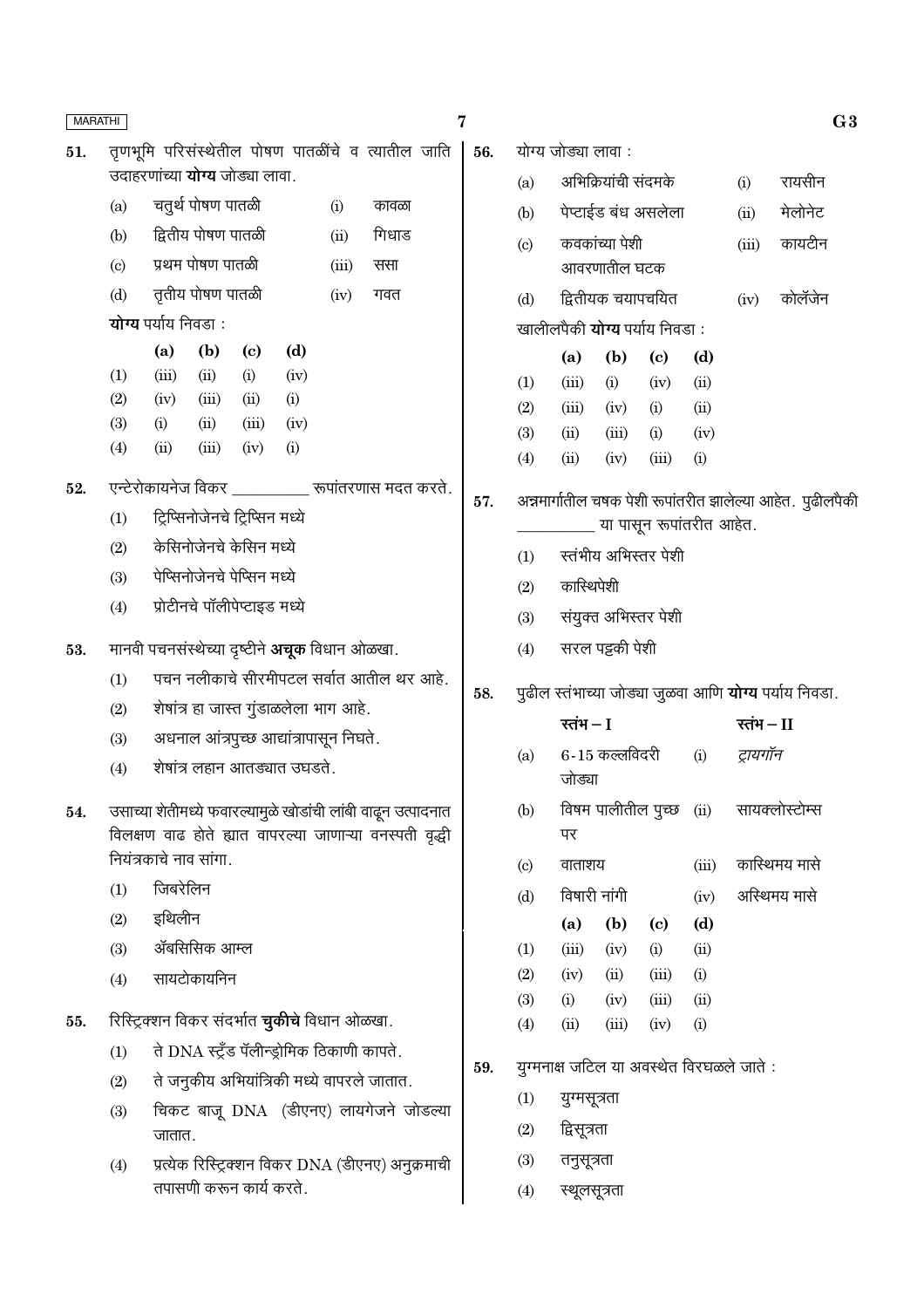51. तृणभूमि परिसंस्थेतील पोषण पातळींचे व त्यातील जाति उदाहरणांच्या **योग्य** जोड्या लावा.

| | | | |
|---|---|---|---|
| (a) | चतुर्थ पोषण पातळी | (i) | कावळा |
| (b) | द्वितीय पोषण पातळी | (ii) | गिधाड |
| (c) | प्रथम पोषण पातळी | (iii) | ससा |
| (d) | तृतीय पोषण पातळी | (iv) | गवत |

**योग्य** पर्याय निवडा :

| | (a) | (b) | (c) | (d) |
|---|---|---|---|---|
| (1) | (iii) | (ii) | (i) | (iv) |
| (2) | (iv) | (iii) | (ii) | (i) |
| (3) | (i) | (ii) | (iii) | (iv) |
| (4) | (ii) | (iii) | (iv) | (i) |

52. एन्टेरोकायनेज विकर __________ रूपांतरणास मदत करते.

(1) ट्रिप्सिनोजेनचे ट्रिप्सिन मध्ये
(2) केसिनोजेनचे केसिन मध्ये
(3) पेप्सिनोजेनचे पेप्सिन मध्ये
(4) प्रोटीनचे पॉलीपेप्टाइड मध्ये

53. मानवी पचनसंस्थेच्या दृष्टीने **अचूक** विधान ओळखा.

(1) पचन नलीकाचे सीरमीपटल सर्वात आतील थर आहे.
(2) शेषांत्र हा जास्त गुंडाळलेला भाग आहे.
(3) अधनाल आंत्रपुच्छ आद्यांत्रापासून निघते.
(4) शेषांत्र लहान आतड्यात उघडते.

54. उसाच्या शेतीमध्ये फवारल्यामुळे खोडांची लांबी वाढून उत्पादनात विलक्षण वाढ होते ह्यात वापरल्या जाणाऱ्या वनस्पती वृद्धी नियंत्रकाचे नाव सांगा.

(1) जिबरेलिन
(2) इथिलीन
(3) ॲबसिसिक आम्ल
(4) सायटोकायनिन

55. रिस्ट्रिक्शन विकर संदर्भात **चुकीचे** विधान ओळखा.

(1) ते DNA स्ट्रँड पॅलीन्ड्रोमिक ठिकाणी कापते.
(2) ते जनुकीय अभियांत्रिकी मध्ये वापरले जातात.
(3) चिकट बाजू DNA (डीएनए) लायगेजने जोडल्या जातात.
(4) प्रत्येक रिस्ट्रिक्शन विकर DNA (डीएनए) अनुक्रमाची तपासणी करून कार्य करते.

56. योग्य जोड्या लावा :

| | | | |
|---|---|---|---|
| (a) | अभिक्रियांची संदमके | (i) | रायसीन |
| (b) | पेप्टाईड बंध असलेला | (ii) | मेलोनेट |
| (c) | कवकांच्या पेशी आवरणातील घटक | (iii) | कायटीन |
| (d) | द्वितीयक चयापचयित | (iv) | कोलॅजेन |

खालीलपैकी **योग्य** पर्याय निवडा :

| | (a) | (b) | (c) | (d) |
|---|---|---|---|---|
| (1) | (iii) | (i) | (iv) | (ii) |
| (2) | (iii) | (iv) | (i) | (ii) |
| (3) | (ii) | (iii) | (i) | (iv) |
| (4) | (ii) | (iv) | (iii) | (i) |

57. अन्नमार्गातील चषक पेशी रूपांतरीत झालेल्या आहेत. पुढीलपैकी __________ या पासून रूपांतरीत आहेत.

(1) स्तंभीय अभिस्तर पेशी
(2) कास्थिपेशी
(3) संयुक्त अभिस्तर पेशी
(4) सरल पट्टकी पेशी

58. पुढील स्तंभाच्या जोड्या जुळवा आणि **योग्य** पर्याय निवडा.

| | स्तंभ – I | | स्तंभ – II |
|---|---|---|---|
| (a) | 6-15 कल्लविदरी जोड्या | (i) | *ट्रायगॉन* |
| (b) | विषम पालीतील पुच्छ पर | (ii) | सायक्लोस्टोम्स |
| (c) | वाताशय | (iii) | कास्थिमय मासे |
| (d) | विषारी नांगी | (iv) | अस्थिमय मासे |

| | (a) | (b) | (c) | (d) |
|---|---|---|---|---|
| (1) | (iii) | (iv) | (i) | (ii) |
| (2) | (iv) | (ii) | (iii) | (i) |
| (3) | (i) | (iv) | (iii) | (ii) |
| (4) | (ii) | (iii) | (iv) | (i) |

59. युग्मनाक्ष जटिल या अवस्थेत विरघळले जाते :

(1) युग्मसूत्रता
(2) द्विसूत्रता
(3) तनुसूत्रता
(4) स्थूलसूत्रता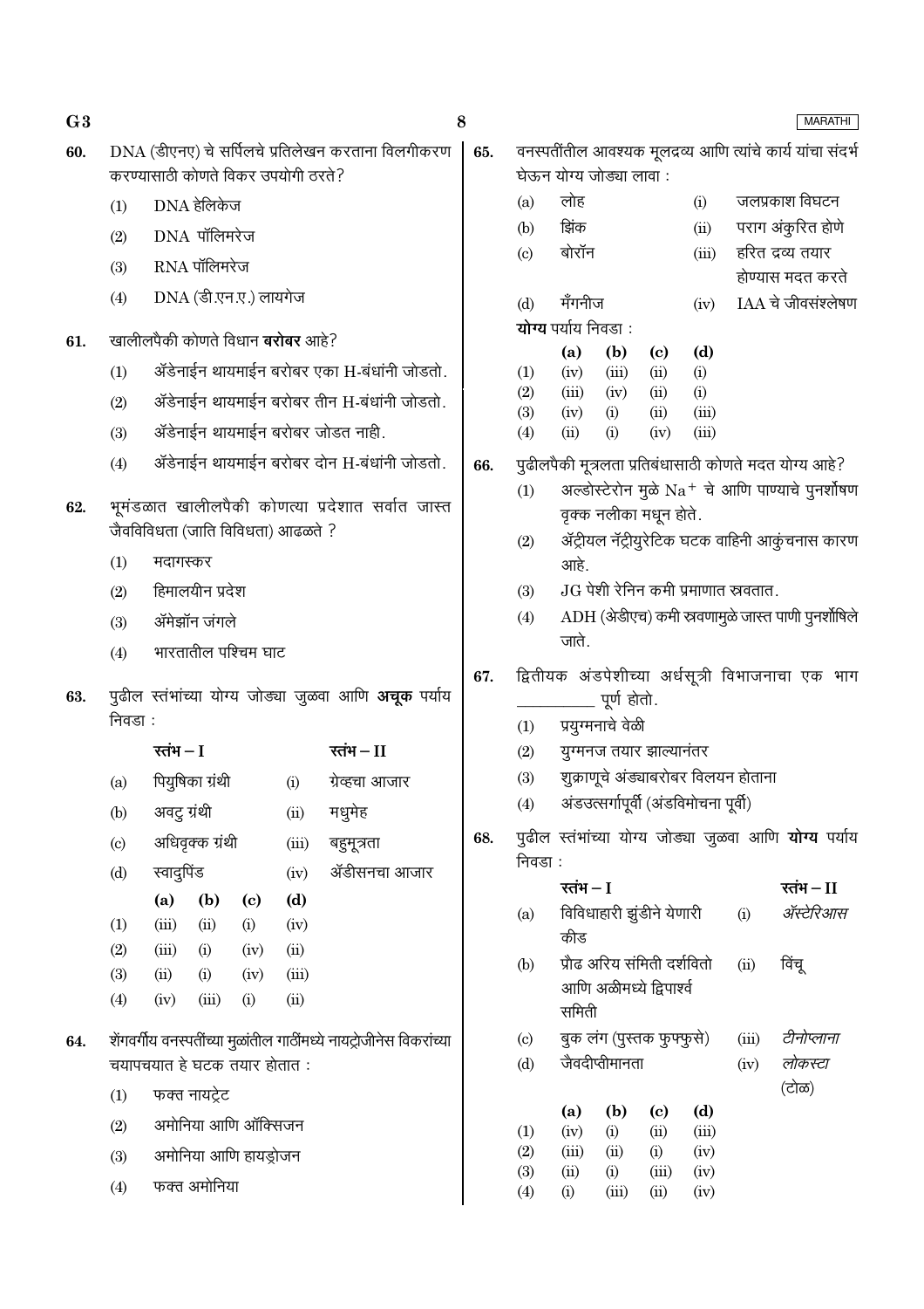**60.** DNA (डीएनए) चे सर्पिलचे प्रतिलेखन करताना विलगीकरण करण्यासाठी कोणते विकर उपयोगी ठरते?

(1) DNA हेलिकेज

(2) DNA पॉलिमरेज

(3) RNA पॉलिमरेज

(4) DNA (डी.एन.ए.) लायगेज

**61.** खालीलपैकी कोणते विधान **बरोबर** आहे?

(1) ॲडेनाईन थायमाईन बरोबर एका H-बंधांनी जोडतो.

(2) ॲडेनाईन थायमाईन बरोबर तीन H-बंधांनी जोडतो.

(3) ॲडेनाईन थायमाईन बरोबर जोडत नाही.

(4) ॲडेनाईन थायमाईन बरोबर दोन H-बंधांनी जोडतो.

**62.** भूमंडळात खालीलपैकी कोणत्या प्रदेशात सर्वात जास्त जैवविविधता (जाति विविधता) आढळते ?

(1) मदागस्कर

(2) हिमालयीन प्रदेश

(3) ॲमेझॉन जंगले

(4) भारतातील पश्चिम घाट

**63.** पुढील स्तंभांच्या योग्य जोड्या जुळवा आणि **अचूक** पर्याय निवडा :

| | स्तंभ – I | | स्तंभ – II |
|---|---|---|---|
| (a) | पियुषिका ग्रंथी | (i) | ग्रेव्हचा आजार |
| (b) | अवटु ग्रंथी | (ii) | मधुमेह |
| (c) | अधिवृक्क ग्रंथी | (iii) | बहुमूत्रता |
| (d) | स्वादुपिंड | (iv) | ॲडीसनचा आजार |

| | (a) | (b) | (c) | (d) |
|---|---|---|---|---|
| (1) | (iii) | (ii) | (i) | (iv) |
| (2) | (iii) | (i) | (iv) | (ii) |
| (3) | (ii) | (i) | (iv) | (iii) |
| (4) | (iv) | (iii) | (i) | (ii) |

**64.** शेंगवर्गीय वनस्पतींच्या मुळांतील गाठींमध्ये नायट्रोजीनेस विकरांच्या चयापचयात हे घटक तयार होतात :

(1) फक्त नायट्रेट

(2) अमोनिया आणि ऑक्सिजन

(3) अमोनिया आणि हायड्रोजन

(4) फक्त अमोनिया

**65.** वनस्पतींतील आवश्यक मूलद्रव्य आणि त्यांचे कार्य यांचा संदर्भ घेऊन योग्य जोड्या लावा :

| | | | |
|---|---|---|---|
| (a) | लोह | (i) | जलप्रकाश विघटन |
| (b) | झिंक | (ii) | पराग अंकुरित होणे |
| (c) | बोरॉन | (iii) | हरित द्रव्य तयार होण्यास मदत करते |
| (d) | मॅंगनीज | (iv) | IAA चे जीवसंश्लेषण |

**योग्य** पर्याय निवडा :

| | (a) | (b) | (c) | (d) |
|---|---|---|---|---|
| (1) | (iv) | (iii) | (ii) | (i) |
| (2) | (iii) | (iv) | (ii) | (i) |
| (3) | (iv) | (i) | (ii) | (iii) |
| (4) | (ii) | (i) | (iv) | (iii) |

**66.** पुढीलपैकी मूत्रलता प्रतिबंधासाठी कोणते मदत योग्य आहे?

(1) अल्डोस्टेरोन मुळे $Na^+$ चे आणि पाण्याचे पुनर्शोषण वृक्क नलीका मधून होते.

(2) ॲट्रीयल नॅट्रीयुरेटिक घटक वाहिनी आकुंचनास कारण आहे.

(3) JG पेशी रेनिन कमी प्रमाणात स्त्रवतात.

(4) ADH (ॲडीएच) कमी स्त्रवणामुळे जास्त पाणी पुनर्शोषिले जाते.

**67.** द्वितीयक अंडपेशीच्या अर्धसूत्री विभाजनाचा एक भाग __________ पूर्ण होतो.

(1) प्रयुग्मनाचे वेळी

(2) युग्मनज तयार झाल्यानंतर

(3) शुक्राणूचे अंड्याबरोबर विलयन होताना

(4) अंडउत्सर्गापूर्वी (अंडविमोचना पूर्वी)

**68.** पुढील स्तंभांच्या योग्य जोड्या जुळवा आणि **योग्य** पर्याय निवडा :

| | स्तंभ – I | | स्तंभ – II |
|---|---|---|---|
| (a) | विविधाहारी झुंडीने येणारी कीड | (i) | *ॲस्टेरिआस* |
| (b) | प्रौढ अरिय संमिती दर्शवितो आणि अळीमध्ये द्विपार्श्व समिती | (ii) | विंचू |
| (c) | बुक लंग (पुस्तक फुफ्फुसे) | (iii) | *टीनोप्लाना* |
| (d) | जैवदीप्तीमानता | (iv) | *लोकस्टा* (टोळ) |

| | (a) | (b) | (c) | (d) |
|---|---|---|---|---|
| (1) | (iv) | (i) | (ii) | (iii) |
| (2) | (iii) | (ii) | (i) | (iv) |
| (3) | (ii) | (i) | (iii) | (iv) |
| (4) | (i) | (iii) | (ii) | (iv) |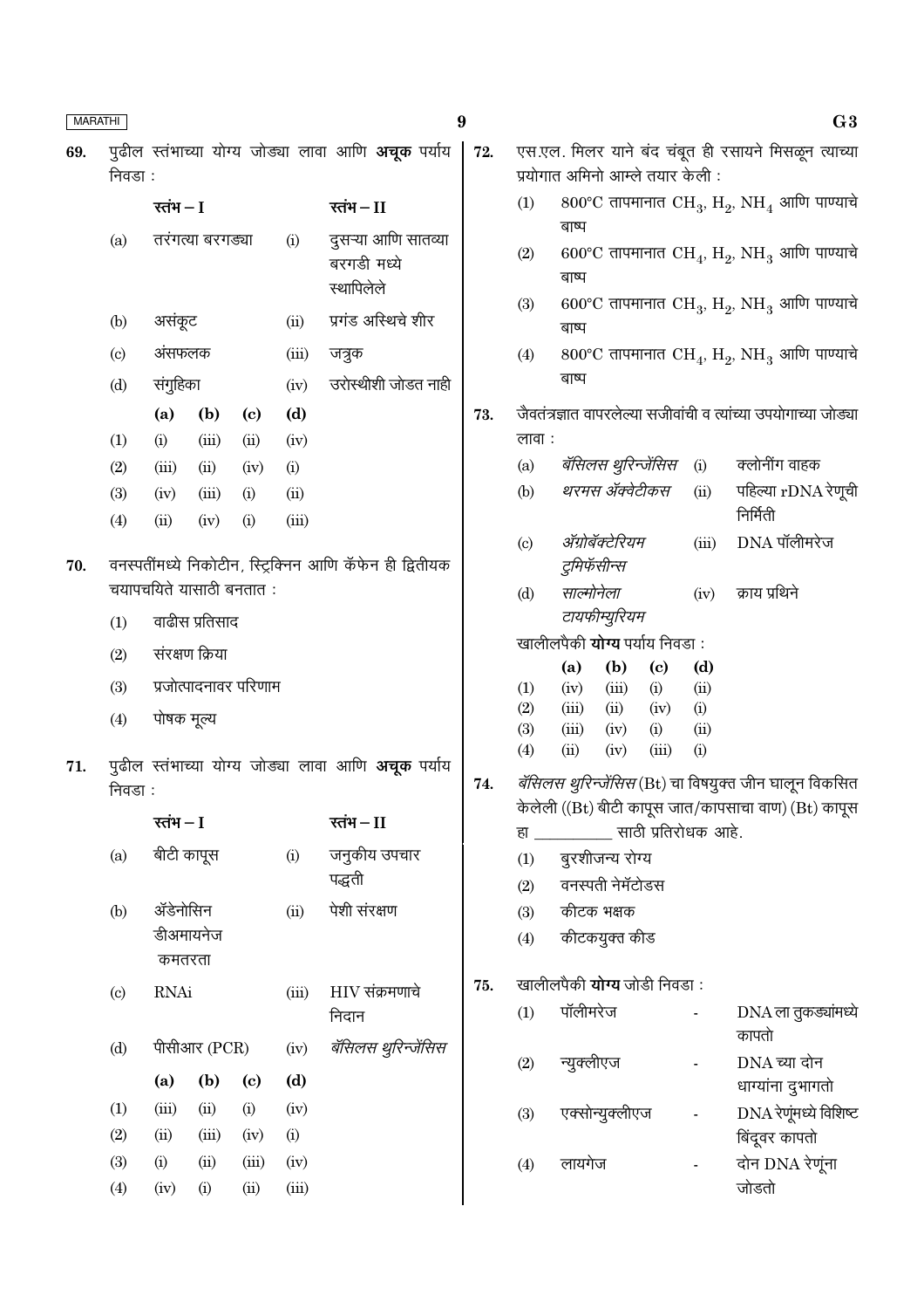69. पुढील स्तंभाच्या योग्य जोड्या लावा आणि **अचूक** पर्याय निवडा :

| | स्तंभ – I | | स्तंभ – II |
|---|---|---|---|
| (a) | तरंगत्या बरगड्या | (i) | दुसऱ्या आणि सातव्या बरगडी मध्ये स्थापिलेले |
| (b) | असंकूट | (ii) | प्रगंड अस्थिचे शीर |
| (c) | अंसफलक | (iii) | जत्रुक |
| (d) | संगुहिका | (iv) | उरोस्थीशी जोडत नाही |

| | (a) | (b) | (c) | (d) |
|---|---|---|---|---|
| (1) | (i) | (iii) | (ii) | (iv) |
| (2) | (iii) | (ii) | (iv) | (i) |
| (3) | (iv) | (iii) | (i) | (ii) |
| (4) | (ii) | (iv) | (i) | (iii) |

70. वनस्पतींमध्ये निकोटीन, स्ट्रिक्निन आणि कॅफेन ही द्वितीयक चयापचयिते यासाठी बनतात :

(1) वाढीस प्रतिसाद

(2) संरक्षण क्रिया

(3) प्रजोत्पादनावर परिणाम

(4) पोषक मूल्य

71. पुढील स्तंभाच्या योग्य जोड्या लावा आणि **अचूक** पर्याय निवडा :

| | स्तंभ – I | | स्तंभ – II |
|---|---|---|---|
| (a) | बीटी कापूस | (i) | जनुकीय उपचार पद्धती |
| (b) | ॲडेनोसिन डीअमायनेज कमतरता | (ii) | पेशी संरक्षण |
| (c) | RNAi | (iii) | HIV संक्रमणाचे निदान |
| (d) | पीसीआर (PCR) | (iv) | *बॅसिलस थुरिन्जेंसिस* |

| | (a) | (b) | (c) | (d) |
|---|---|---|---|---|
| (1) | (iii) | (ii) | (i) | (iv) |
| (2) | (ii) | (iii) | (iv) | (i) |
| (3) | (i) | (ii) | (iii) | (iv) |
| (4) | (iv) | (i) | (ii) | (iii) |

72. एस.एल. मिलर याने बंद चंबूत ही रसायने मिसळून त्याच्या प्रयोगात अमिनो आम्ले तयार केली :

(1) 800°C तापमानात $CH_3$, $H_2$, $NH_4$ आणि पाण्याचे बाष्प

(2) 600°C तापमानात $CH_4$, $H_2$, $NH_3$ आणि पाण्याचे बाष्प

(3) 600°C तापमानात $CH_3$, $H_2$, $NH_3$ आणि पाण्याचे बाष्प

(4) 800°C तापमानात $CH_4$, $H_2$, $NH_3$ आणि पाण्याचे बाष्प

73. जैवतंत्रज्ञात वापरलेल्या सजीवांची व त्यांच्या उपयोगाच्या जोड्या लावा :

| | | | |
|---|---|---|---|
| (a) | *बॅसिलस थुरिन्जेंसिस* | (i) | क्लोनींग वाहक |
| (b) | *थरमस ॲक्वेटीकस* | (ii) | पहिल्या rDNA रेणूची निर्मिती |
| (c) | *ॲग्रोबॅक्टेरियम टुमिफॅसीन्स* | (iii) | DNA पॉलीमरेज |
| (d) | *साल्मोनेला टायफीम्युरियम* | (iv) | क्राय प्रथिने |

खालीलपैकी **योग्य** पर्याय निवडा :

| | (a) | (b) | (c) | (d) |
|---|---|---|---|---|
| (1) | (iv) | (iii) | (i) | (ii) |
| (2) | (iii) | (ii) | (iv) | (i) |
| (3) | (iii) | (iv) | (i) | (ii) |
| (4) | (ii) | (iv) | (iii) | (i) |

74. *बॅसिलस थुरिन्जेंसिस* (Bt) चा विषयुक्त जीन घालून विकसित केलेली ((Bt) बीटी कापूस जात/कापसाचा वाण) (Bt) कापूस हा __________ साठी प्रतिरोधक आहे.

(1) बुरशीजन्य रोग्य

(2) वनस्पती नेमॅटोडस

(3) कीटक भक्षक

(4) कीटकयुक्त कीड

75. खालीलपैकी **योग्य** जोडी निवडा :

(1) पॉलीमरेज - DNA ला तुकड्यांमध्ये कापतो

(2) न्युक्लीएज - DNA च्या दोन धाग्यांना दुभागतो

(3) एक्सोन्युक्लीएज - DNA रेणूंमध्ये विशिष्ट बिंदूवर कापतो

(4) लायगेज - दोन DNA रेणूंना जोडतो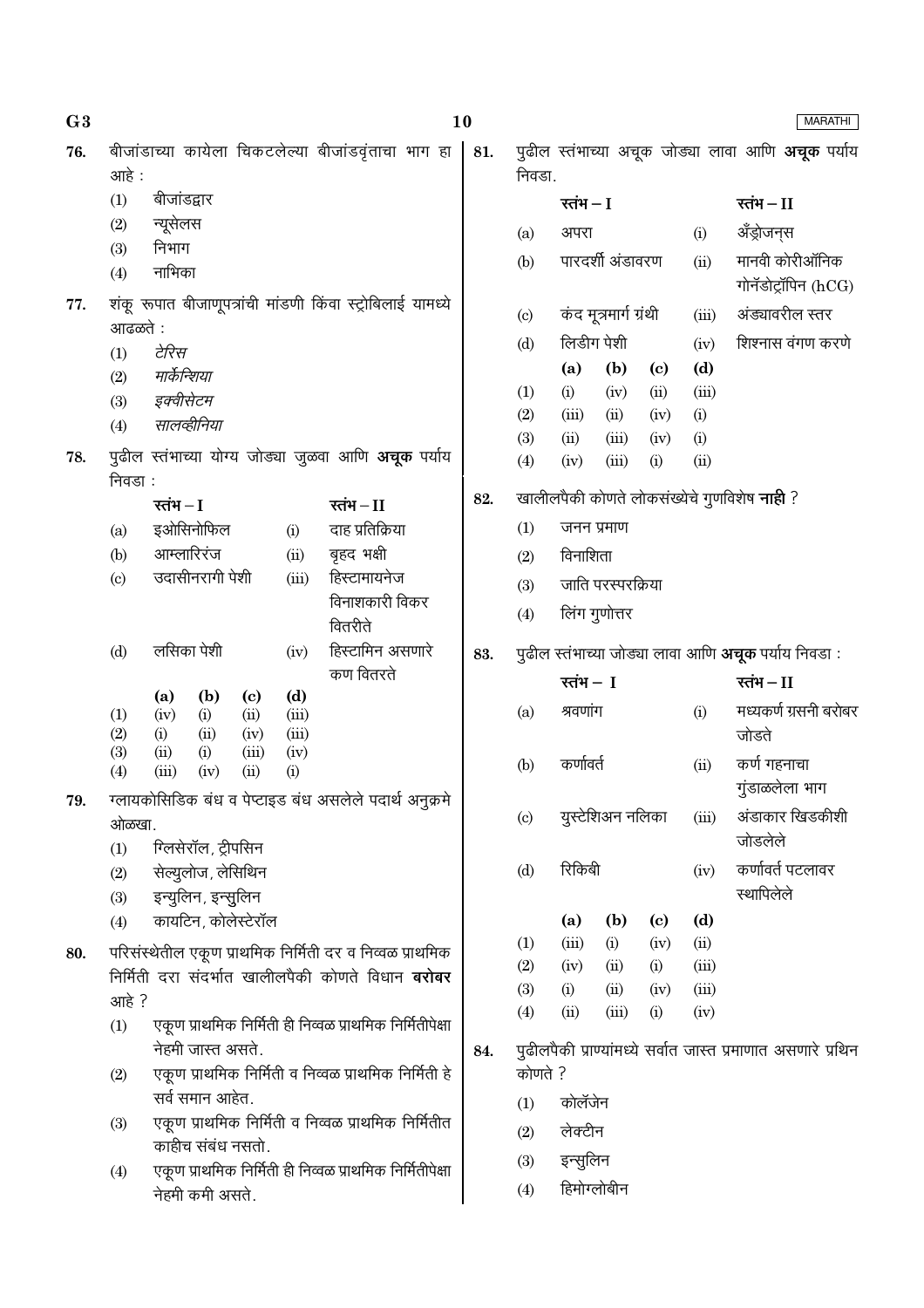76. बीजांडाच्या कायेला चिकटलेल्या बीजांडवृंताचा भाग हा आहे :

(1) बीजांडद्वार
(2) न्यूसेलस
(3) निभाग
(4) नाभिका

77. शंकू रूपात बीजाणूपत्रांची मांडणी किंवा स्ट्रोबिलाई यामध्ये आढळते :

(1) *टेरिस*
(2) *मार्केन्शिया*
(3) *इक्वीसेटम*
(4) *सालव्हीनिया*

78. पुढील स्तंभाच्या योग्य जोड्या जुळवा आणि **अचूक** पर्याय निवडा :

| | स्तंभ – I | | स्तंभ – II |
|---|---|---|---|
| (a) | इओसिनोफिल | (i) | दाह प्रतिक्रिया |
| (b) | आम्लारिरंज | (ii) | बृहद भक्षी |
| (c) | उदासीनरागी पेशी | (iii) | हिस्टामायनेज विनाशकारी विकर वितरीते |
| (d) | लसिका पेशी | (iv) | हिस्टामिन असणारे कण वितरते |

| | (a) | (b) | (c) | (d) |
|---|---|---|---|---|
| (1) | (iv) | (i) | (ii) | (iii) |
| (2) | (i) | (ii) | (iv) | (iii) |
| (3) | (ii) | (i) | (iii) | (iv) |
| (4) | (iii) | (iv) | (ii) | (i) |

79. ग्लायकोसिडिक बंध व पेप्टाइड बंध असलेले पदार्थ अनुक्रमे ओळखा.

(1) ग्लिसेरॉल, ट्रीपसिन
(2) सेल्युलोज, लेसिथिन
(3) इन्युलिन, इन्सुलिन
(4) कायटिन, कोलेस्टेरॉल

80. परिसंस्थेतील एकूण प्राथमिक निर्मिती दर व निव्वळ प्राथमिक निर्मिती दरा संदर्भात खालीलपैकी कोणते विधान **बरोबर** आहे ?

(1) एकूण प्राथमिक निर्मिती ही निव्वळ प्राथमिक निर्मितीपेक्षा नेहमी जास्त असते.
(2) एकूण प्राथमिक निर्मिती व निव्वळ प्राथमिक निर्मिती हे सर्व समान आहेत.
(3) एकूण प्राथमिक निर्मिती व निव्वळ प्राथमिक निर्मितीत काहीच संबंध नसतो.
(4) एकूण प्राथमिक निर्मिती ही निव्वळ प्राथमिक निर्मितीपेक्षा नेहमी कमी असते.

81. पुढील स्तंभाच्या अचूक जोड्या लावा आणि **अचूक** पर्याय निवडा.

| | स्तंभ – I | | स्तंभ – II |
|---|---|---|---|
| (a) | अपरा | (i) | अँड्रोजन्स |
| (b) | पारदर्शी अंडावरण | (ii) | मानवी कोरीऑनिक गोनॅडोट्रॉपिन (hCG) |
| (c) | कंद मूत्रमार्ग ग्रंथी | (iii) | अंड्यावरील स्तर |
| (d) | लिडीग पेशी | (iv) | शिश्नास वंगण करणे |

| | (a) | (b) | (c) | (d) |
|---|---|---|---|---|
| (1) | (i) | (iv) | (ii) | (iii) |
| (2) | (iii) | (ii) | (iv) | (i) |
| (3) | (ii) | (iii) | (iv) | (i) |
| (4) | (iv) | (iii) | (i) | (ii) |

82. खालीलपैकी कोणते लोकसंख्येचे गुणविशेष **नाही** ?

(1) जनन प्रमाण
(2) विनाशिता
(3) जाति परस्परक्रिया
(4) लिंग गुणोत्तर

83. पुढील स्तंभाच्या जोड्या लावा आणि **अचूक** पर्याय निवडा :

| | स्तंभ – I | | स्तंभ – II |
|---|---|---|---|
| (a) | श्रवणांग | (i) | मध्यकर्ण ग्रसनी बरोबर जोडते |
| (b) | कर्णावर्त | (ii) | कर्ण गहनाचा गुंडाळलेला भाग |
| (c) | युस्टेशिअन नलिका | (iii) | अंडाकार खिडकीशी जोडलेले |
| (d) | रिकिबी | (iv) | कर्णावर्त पटलावर स्थापिलेले |

| | (a) | (b) | (c) | (d) |
|---|---|---|---|---|
| (1) | (iii) | (i) | (iv) | (ii) |
| (2) | (iv) | (ii) | (i) | (iii) |
| (3) | (i) | (ii) | (iv) | (iii) |
| (4) | (ii) | (iii) | (i) | (iv) |

84. पुढीलपैकी प्राण्यांमध्ये सर्वात जास्त प्रमाणात असणारे प्रथिन कोणते ?

(1) कोलॅजेन
(2) लेक्टीन
(3) इन्सुलिन
(4) हिमोग्लोबीन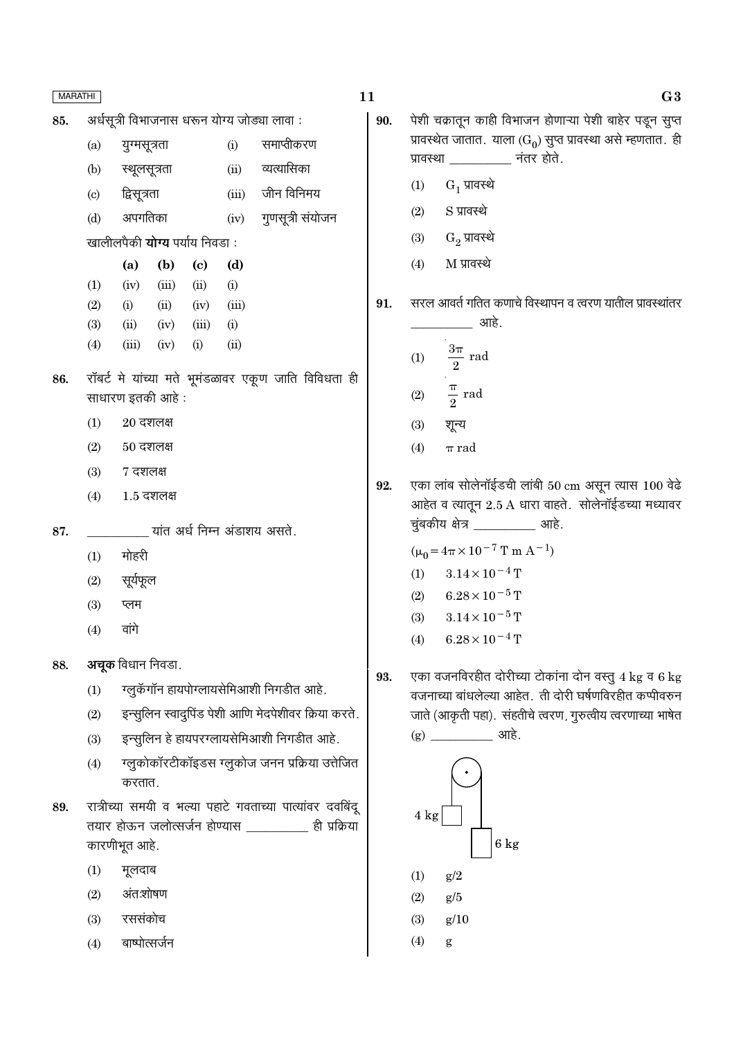85. अर्धसूत्री विभाजनास धरून योग्य जोड्या लावा :

| | | | |
|---|---|---|---|
| (a) | युग्मसूत्रता | (i) | समाप्तीकरण |
| (b) | स्थूलसूत्रता | (ii) | व्यत्यासिका |
| (c) | द्विसूत्रता | (iii) | जीन विनिमय |
| (d) | अपगतिका | (iv) | गुणसूत्री संयोजन |

खालीलपैकी **योग्य** पर्याय निवडा :

| | (a) | (b) | (c) | (d) |
|---|---|---|---|---|
| (1) | (iv) | (iii) | (ii) | (i) |
| (2) | (i) | (ii) | (iv) | (iii) |
| (3) | (ii) | (iv) | (iii) | (i) |
| (4) | (iii) | (iv) | (i) | (ii) |

86. रॉबर्ट मे यांच्या मते भूमंडळावर एकूण जाति विविधता ही साधारण इतकी आहे :

(1) 20 दशलक्ष

(2) 50 दशलक्ष

(3) 7 दशलक्ष

(4) 1.5 दशलक्ष

87. __________ यांत अर्ध निम्न अंडाशय असते.

(1) मोहरी

(2) सूर्यफूल

(3) प्लम

(4) वांगे

88. **अचूक** विधान निवडा.

(1) ग्लुकॅगॉन हायपोग्लायसेमिआशी निगडीत आहे.

(2) इन्सुलिन स्वादुपिंड पेशी आणि मेदपेशीवर क्रिया करते.

(3) इन्सुलिन हे हायपरग्लायसेमिआशी निगडीत आहे.

(4) ग्लुकोकॉरटीकॉइडस ग्लुकोज जनन प्रक्रिया उत्तेजित करतात.

89. रात्रीच्या समयी व भल्या पहाटे गवताच्या पात्यांवर दवबिंदू तयार होऊन जलोत्सर्जन होण्यास __________ ही प्रक्रिया कारणीभूत आहे.

(1) मूलदाब

(2) अंतःशोषण

(3) रससंकोच

(4) बाष्पोत्सर्जन

90. पेशी चक्रातून काही विभाजन होणाऱ्या पेशी बाहेर पडून सुप्त प्रावस्थेत जातात. याला ($G_0$) सुप्त प्रावस्था असे म्हणतात. ही प्रावस्था __________ नंतर होते.

(1) $G_1$ प्रावस्थे

(2) S प्रावस्थे

(3) $G_2$ प्रावस्थे

(4) M प्रावस्थे

91. सरल आवर्त गतित कणाचे विस्थापन व त्वरण यातील प्रावस्थांतर __________ आहे.

(1) $\frac{3\pi}{2}$ rad

(2) $\frac{\pi}{2}$ rad

(3) शून्य

(4) $\pi$ rad

92. एका लांब सोलेनॉईडची लांबी 50 cm असून त्यास 100 वेढे आहेत व त्यातून 2.5 A धारा वाहते. सोलेनॉईडच्या मध्यावर चुंबकीय क्षेत्र __________ आहे.

($\mu_0 = 4\pi \times 10^{-7}$ T m $A^{-1}$)

(1) $3.14 \times 10^{-4}$ T

(2) $6.28 \times 10^{-5}$ T

(3) $3.14 \times 10^{-5}$ T

(4) $6.28 \times 10^{-4}$ T

93. एका वजनविरहीत दोरीच्या टोकांना दोन वस्तु 4 kg व 6 kg वजनाच्या बांधलेल्या आहेत. ती दोरी घर्षणविरहीत कप्पीवरुन जाते (आकृती पहा). संहतीचे त्वरण, गुरुत्वीय त्वरणाच्या भाषेत (g) __________ आहे.

(1) g/2

(2) g/5

(3) g/10

(4) g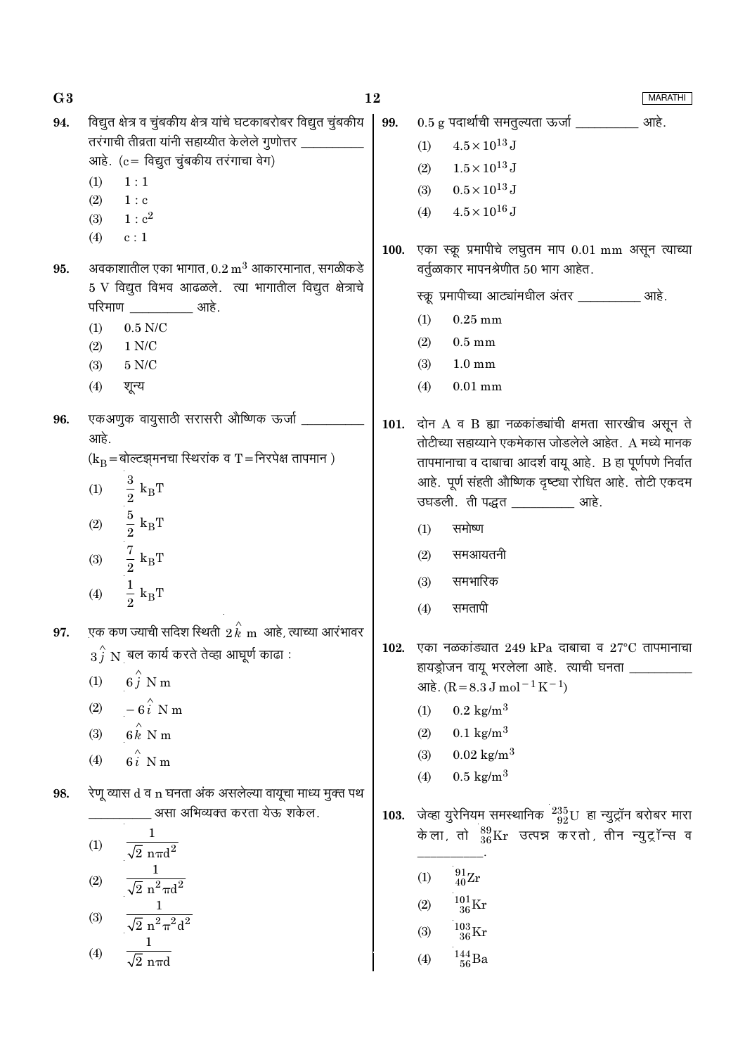94. विद्युत क्षेत्र व चुंबकीय क्षेत्र यांचे घटकाबरोबर विद्युत चुंबकीय तरंगाची तीव्रता यांनी सहाय्यीत केलेले गुणोत्तर __________ आहे. (c= विद्युत चुंबकीय तरंगाचा वेग)

(1) 1 : 1

(2) 1 : c

(3) $1 : c^2$

(4) c : 1

95. अवकाशातील एका भागात, $0.2\ m^3$ आकारमानात, सगळीकडे 5 V विद्युत विभव आढळले. त्या भागातील विद्युत क्षेत्राचे परिमाण __________ आहे.

(1) 0.5 N/C

(2) 1 N/C

(3) 5 N/C

(4) शून्य

96. एकअणुक वायुसाठी सरासरी औष्णिक ऊर्जा __________ आहे.
($k_B$=बोल्टझ्मनचा स्थिरांक व T=निरपेक्ष तापमान )

(1) $\frac{3}{2}\ k_B T$

(2) $\frac{5}{2}\ k_B T$

(3) $\frac{7}{2}\ k_B T$

(4) $\frac{1}{2}\ k_B T$

97. एक कण ज्याची सदिश स्थिती $2\hat{k}$ m आहे, त्याच्या आरंभावर $3\hat{j}$ N बल कार्य करते तेव्हा आघूर्ण काढा :

(1) $6\hat{j}$ N m

(2) $-6\hat{i}$ N m

(3) $6\hat{k}$ N m

(4) $6\hat{i}$ N m

98. रेणू व्यास d व n घनता अंक असलेल्या वायूचा माध्य मुक्त पथ __________ असा अभिव्यक्त करता येऊ शकेल.

(1) $\frac{1}{\sqrt{2}\ n\pi d^2}$

(2) $\frac{1}{\sqrt{2}\ n^2\pi d^2}$

(3) $\frac{1}{\sqrt{2}\ n^2\pi^2 d^2}$

(4) $\frac{1}{\sqrt{2}\ n\pi d}$

99. 0.5 g पदार्थाची समतुल्यता ऊर्जा __________ आहे.

(1) $4.5\times10^{13}$ J

(2) $1.5\times10^{13}$ J

(3) $0.5\times10^{13}$ J

(4) $4.5\times10^{16}$ J

100. एका स्क्रू प्रमापीचे लघुतम माप 0.01 mm असून त्याच्या वर्तुळाकार मापनश्रेणीत 50 भाग आहेत.

स्क्रू प्रमापीच्या आट्यांमधील अंतर __________ आहे.

(1) 0.25 mm

(2) 0.5 mm

(3) 1.0 mm

(4) 0.01 mm

101. दोन A व B ह्या नळकांड्यांची क्षमता सारखीच असून ते तोटीच्या सहाय्याने एकमेकास जोडलेले आहेत. A मध्ये मानक तापमानाचा व दाबाचा आदर्श वायू आहे. B हा पूर्णपणे निर्वात आहे. पूर्ण संहती औष्णिक दृष्ट्या रोधित आहे. तोटी एकदम उघडली. ती पद्धत __________ आहे.

(1) समोष्ण

(2) समआयतनी

(3) समभारिक

(4) समतापी

102. एका नळकांड्यात 249 kPa दाबाचा व 27°C तापमानाचा हायड्रोजन वायू भरलेला आहे. त्याची घनता __________ आहे. ($R=8.3\ J\ mol^{-1}\ K^{-1}$)

(1) $0.2\ kg/m^3$

(2) $0.1\ kg/m^3$

(3) $0.02\ kg/m^3$

(4) $0.5\ kg/m^3$

103. जेव्हा युरेनियम समस्थानिक ${}^{235}_{92}U$ हा न्युट्रॉन बरोबर मारा केला, तो ${}^{89}_{36}Kr$ उत्पन्न करतो, तीन न्युट्रॉन्स व __________.

(1) ${}^{91}_{40}Zr$

(2) ${}^{101}_{36}Kr$

(3) ${}^{103}_{36}Kr$

(4) ${}^{144}_{56}Ba$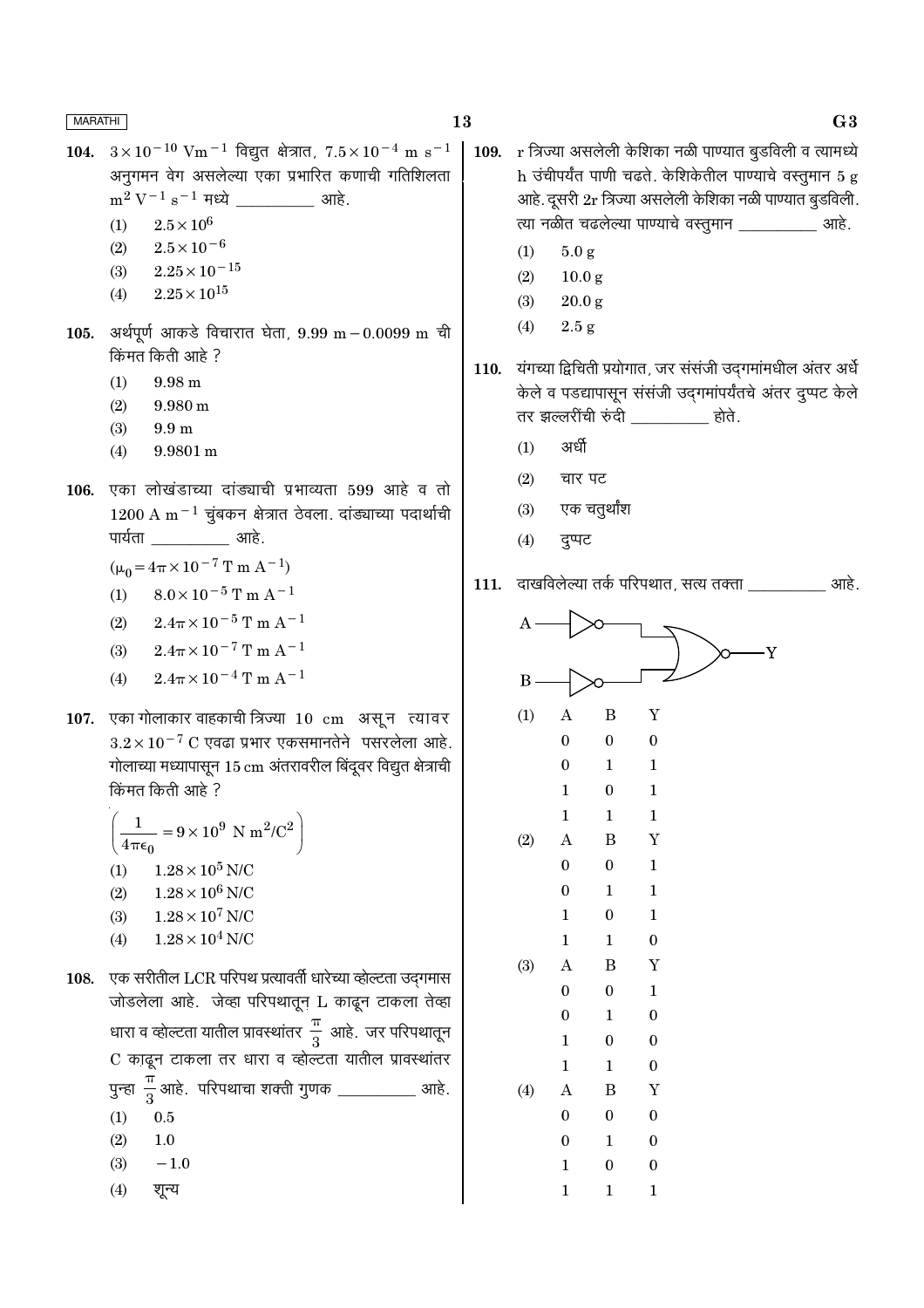**104.** $3 \times 10^{-10}$ $Vm^{-1}$ विद्युत क्षेत्रात, $7.5 \times 10^{-4}$ m $s^{-1}$ अनुगमन वेग असलेल्या एका प्रभारित कणाची गतिशिलता $m^2 V^{-1} s^{-1}$ मध्ये __________ आहे.

(1) $2.5 \times 10^6$

(2) $2.5 \times 10^{-6}$

(3) $2.25 \times 10^{-15}$

(4) $2.25 \times 10^{15}$

**105.** अर्थपूर्ण आकडे विचारात घेता, 9.99 m − 0.0099 m ची किंमत किती आहे ?

(1) 9.98 m

(2) 9.980 m

(3) 9.9 m

(4) 9.9801 m

**106.** एका लोखंडाच्या दांड्याची प्रभाव्यता 599 आहे व तो 1200 A $m^{-1}$ चुंबकन क्षेत्रात ठेवला. दांड्याच्या पदार्थाची पार्यता __________ आहे.

$(\mu_0 = 4\pi \times 10^{-7}$ T m $A^{-1})$

(1) $8.0 \times 10^{-5}$ T m $A^{-1}$

(2) $2.4\pi \times 10^{-5}$ T m $A^{-1}$

(3) $2.4\pi \times 10^{-7}$ T m $A^{-1}$

(4) $2.4\pi \times 10^{-4}$ T m $A^{-1}$

**107.** एका गोलाकार वाहकाची त्रिज्या 10 cm असून त्यावर $3.2 \times 10^{-7}$ C एवढा प्रभार एकसमानतेने पसरलेला आहे. गोलाच्या मध्यापासून 15 cm अंतरावरील बिंदूवर विद्युत क्षेत्राची किंमत किती आहे ?

$\left(\frac{1}{4\pi\epsilon_0} = 9 \times 10^9 \text{ N m}^2/\text{C}^2\right)$

(1) $1.28 \times 10^5$ N/C

(2) $1.28 \times 10^6$ N/C

(3) $1.28 \times 10^7$ N/C

(4) $1.28 \times 10^4$ N/C

**108.** एक सरीतील LCR परिपथ प्रत्यावर्ती धारेच्या व्होल्टता उद्गमास जोडलेला आहे. जेव्हा परिपथातून L काढून टाकला तेव्हा धारा व व्होल्टता यातील प्रावस्थांतर $\frac{\pi}{3}$ आहे. जर परिपथातून C काढून टाकला तर धारा व व्होल्टता यातील प्रावस्थांतर पुन्हा $\frac{\pi}{3}$ आहे. परिपथाचा शक्ती गुणक __________ आहे.

(1) 0.5

(2) 1.0

(3) −1.0

(4) शून्य

**109.** r त्रिज्या असलेली केशिका नळी पाण्यात बुडविली व त्यामध्ये h उंचीपर्यंत पाणी चढते. केशिकेतील पाण्याचे वस्तुमान 5 g आहे. दूसरी 2r त्रिज्या असलेली केशिका नळी पाण्यात बुडविली. त्या नळीत चढलेल्या पाण्याचे वस्तुमान __________ आहे.

(1) 5.0 g

(2) 10.0 g

(3) 20.0 g

(4) 2.5 g

**110.** यंगच्या द्विचिती प्रयोगात, जर संसंजी उद्गमांमधील अंतर अर्धे केले व पडद्यापासून संसंजी उद्गमांपर्यंतचे अंतर दुप्पट केले तर झल्लरींची रुंदी __________ होते.

(1) अर्धी

(2) चार पट

(3) एक चतुर्थांश

(4) दुप्पट

**111.** दाखविलेल्या तर्क परिपथात, सत्य तक्ता __________ आहे.

(1)

| A | B | Y |
|---|---|---|
| 0 | 0 | 0 |
| 0 | 1 | 1 |
| 1 | 0 | 1 |
| 1 | 1 | 1 |

(2)

| A | B | Y |
|---|---|---|
| 0 | 0 | 1 |
| 0 | 1 | 1 |
| 1 | 0 | 1 |
| 1 | 1 | 0 |

(3)

| A | B | Y |
|---|---|---|
| 0 | 0 | 1 |
| 0 | 1 | 0 |
| 1 | 0 | 0 |
| 1 | 1 | 0 |

(4)

| A | B | Y |
|---|---|---|
| 0 | 0 | 0 |
| 0 | 1 | 0 |
| 1 | 0 | 0 |
| 1 | 1 | 1 |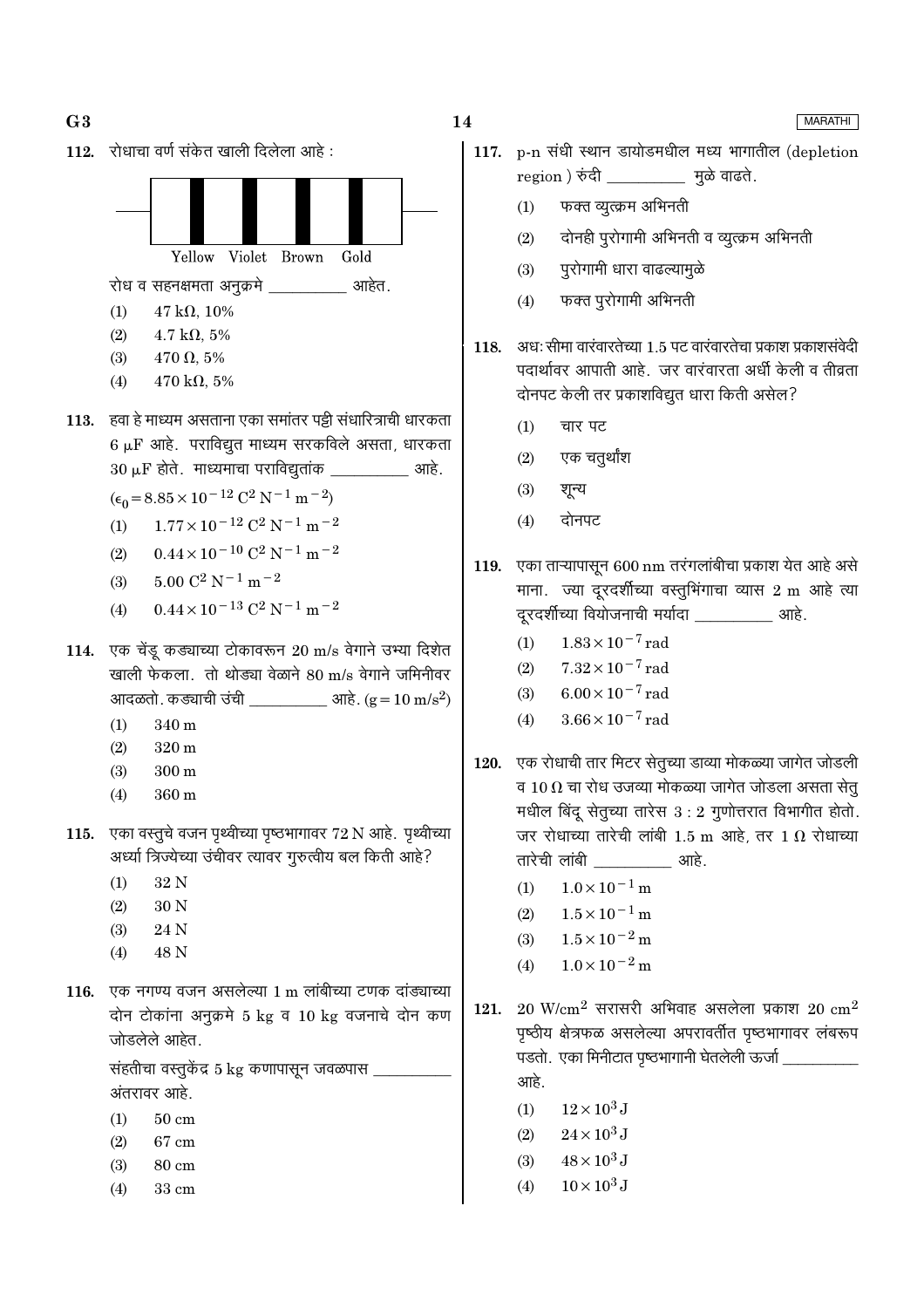112. रोधाचा वर्ण संकेत खाली दिलेला आहे :

Yellow Violet Brown Gold

रोध व सहनक्षमता अनुक्रमे __________ आहेत.

(1) 47 kΩ, 10%

(2) 4.7 kΩ, 5%

(3) 470 Ω, 5%

(4) 470 kΩ, 5%

113. हवा हे माध्यम असताना एका समांतर पट्टी संधारित्राची धारकता 6 μF आहे. पराविद्युत माध्यम सरकविले असता, धारकता 30 μF होते. माध्यमाचा पराविद्युतांक __________ आहे.

$(\epsilon_0 = 8.85 \times 10^{-12}\ C^2\ N^{-1}\ m^{-2})$

(1) $1.77 \times 10^{-12}\ C^2\ N^{-1}\ m^{-2}$

(2) $0.44 \times 10^{-10}\ C^2\ N^{-1}\ m^{-2}$

(3) $5.00\ C^2\ N^{-1}\ m^{-2}$

(4) $0.44 \times 10^{-13}\ C^2\ N^{-1}\ m^{-2}$

114. एक चेंडू कड्याच्या टोकावरून 20 m/s वेगाने उभ्या दिशेत खाली फेकला. तो थोड्या वेळाने 80 m/s वेगाने जमिनीवर आदळतो. कड्याची उंची __________ आहे. $(g = 10\ m/s^2)$

(1) 340 m

(2) 320 m

(3) 300 m

(4) 360 m

115. एका वस्तुचे वजन पृथ्वीच्या पृष्ठभागावर 72 N आहे. पृथ्वीच्या अर्ध्या त्रिज्येच्या उंचीवर त्यावर गुरुत्वीय बल किती आहे?

(1) 32 N

(2) 30 N

(3) 24 N

(4) 48 N

116. एक नगण्य वजन असलेल्या 1 m लांबीच्या टणक दांड्याच्या दोन टोकांना अनुक्रमे 5 kg व 10 kg वजनाचे दोन कण जोडलेले आहेत.

संहतीचा वस्तुकेंद्र 5 kg कणापासून जवळपास __________ अंतरावर आहे.

(1) 50 cm

(2) 67 cm

(3) 80 cm

(4) 33 cm

117. p-n संधी स्थान डायोडमधील मध्य भागातील (depletion region) रुंदी __________ मुळे वाढते.

(1) फक्त व्युत्क्रम अभिनती

(2) दोनही पुरोगामी अभिनती व व्युत्क्रम अभिनती

(3) पुरोगामी धारा वाढल्यामुळे

(4) फक्त पुरोगामी अभिनती

118. अधःसीमा वारंवारतेच्या 1.5 पट वारंवारतेचा प्रकाश प्रकाशसंवेदी पदार्थावर आपाती आहे. जर वारंवारता अर्धी केली व तीव्रता दोनपट केली तर प्रकाशविद्युत धारा किती असेल?

(1) चार पट

(2) एक चतुर्थांश

(3) शून्य

(4) दोनपट

119. एका ताऱ्यापासून 600 nm तरंगलांबीचा प्रकाश येत आहे असे माना. ज्या दूरदर्शीच्या वस्तुभिंगाचा व्यास 2 m आहे त्या दूरदर्शीच्या वियोजनाची मर्यादा __________ आहे.

(1) $1.83 \times 10^{-7}$ rad

(2) $7.32 \times 10^{-7}$ rad

(3) $6.00 \times 10^{-7}$ rad

(4) $3.66 \times 10^{-7}$ rad

120. एक रोधाची तार मिटर सेतुच्या डाव्या मोकळ्या जागेत जोडली व 10 Ω चा रोध उजव्या मोकळ्या जागेत जोडला असता सेतु मधील बिंदू सेतुच्या तारेस 3 : 2 गुणोत्तरात विभागीत होतो. जर रोधाच्या तारेची लांबी 1.5 m आहे, तर 1 Ω रोधाच्या तारेची लांबी __________ आहे.

(1) $1.0 \times 10^{-1}$ m

(2) $1.5 \times 10^{-1}$ m

(3) $1.5 \times 10^{-2}$ m

(4) $1.0 \times 10^{-2}$ m

121. $20\ W/cm^2$ सरासरी अभिवाह असलेला प्रकाश $20\ cm^2$ पृष्ठीय क्षेत्रफळ असलेल्या अपरावर्तीत पृष्ठभागावर लंबरूप पडतो. एका मिनीटात पृष्ठभागानी घेतलेली ऊर्जा __________ आहे.

(1) $12 \times 10^3$ J

(2) $24 \times 10^3$ J

(3) $48 \times 10^3$ J

(4) $10 \times 10^3$ J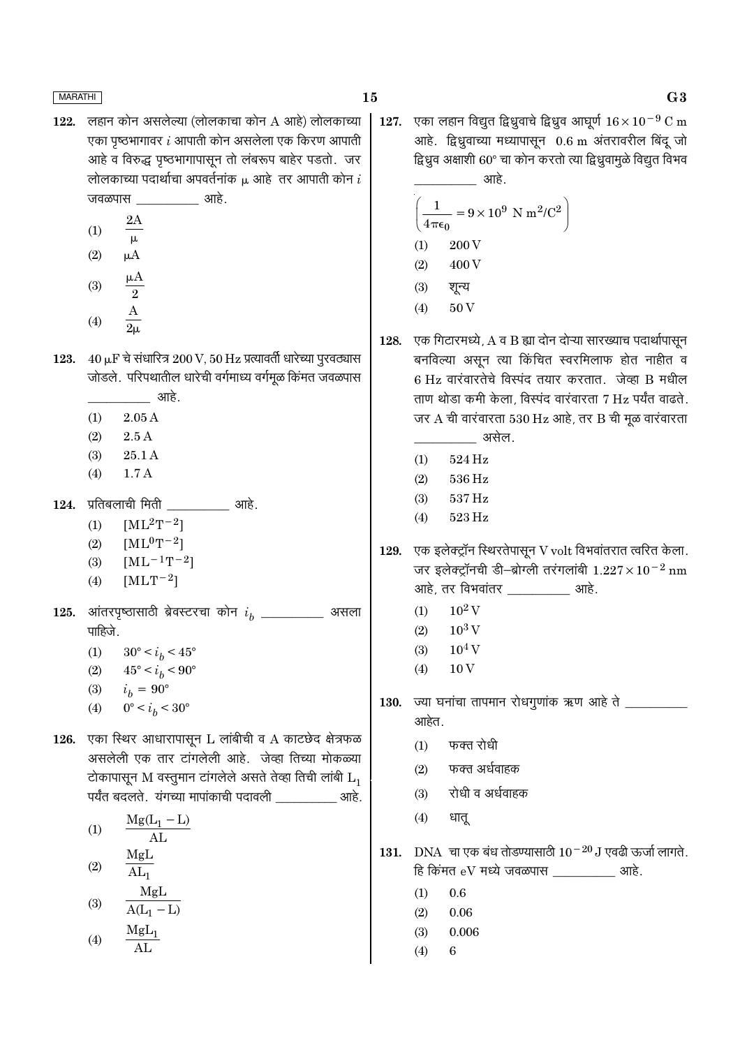122. लहान कोन असलेल्या (लोलकाचा कोन A आहे) लोलकाच्या एका पृष्ठभागावर $i$ आपाती कोन असलेला एक किरण आपाती आहे व विरुद्ध पृष्ठभागापासून तो लंबरूप बाहेर पडतो. जर लोलकाच्या पदार्थाचा अपवर्तनांक $\mu$ आहे तर आपाती कोन $i$ जवळपास __________ आहे.

(1) $\frac{2A}{\mu}$

(2) $\mu A$

(3) $\frac{\mu A}{2}$

(4) $\frac{A}{2\mu}$

123. 40 $\mu$F चे संधारित्र 200 V, 50 Hz प्रत्यावर्ती धारेच्या पुरवठ्यास जोडले. परिपथातील धारेची वर्गमाध्य वर्गमूळ किंमत जवळपास __________ आहे.

(1) 2.05 A

(2) 2.5 A

(3) 25.1 A

(4) 1.7 A

124. प्रतिबलाची मिती __________ आहे.

(1) $[ML^2T^{-2}]$

(2) $[ML^0T^{-2}]$

(3) $[ML^{-1}T^{-2}]$

(4) $[MLT^{-2}]$

125. आंतरपृष्ठासाठी ब्रेवस्टरचा कोन $i_b$ __________ असला पाहिजे.

(1) $30° < i_b < 45°$

(2) $45° < i_b < 90°$

(3) $i_b = 90°$

(4) $0° < i_b < 30°$

126. एका स्थिर आधारापासून L लांबीची व A काटछेद क्षेत्रफळ असलेली एक तार टांगलेली आहे. जेव्हा तिच्या मोकळ्या टोकापासून M वस्तुमान टांगलेले असते तेव्हा तिची लांबी $L_1$ पर्यंत बदलते. यंगच्या मापांकाची पदावली __________ आहे.

(1) $\frac{Mg(L_1 - L)}{AL}$

(2) $\frac{MgL}{AL_1}$

(3) $\frac{MgL}{A(L_1 - L)}$

(4) $\frac{MgL_1}{AL}$

127. एका लहान विद्युत द्विध्रुवाचे द्विध्रुव आघूर्ण $16 \times 10^{-9}$ C m आहे. द्विध्रुवाच्या मध्यापासून 0.6 m अंतरावरील बिंदू जो द्विध्रुव अक्षाशी 60° चा कोन करतो त्या द्विध्रुवामुळे विद्युत विभव __________ आहे.

$\left(\frac{1}{4\pi\epsilon_0} = 9 \times 10^9 \text{ N m}^2/\text{C}^2\right)$

(1) 200 V

(2) 400 V

(3) शून्य

(4) 50 V

128. एक गिटारमध्ये, A व B ह्या दोन दोऱ्या सारख्याच पदार्थापासून बनविल्या असून त्या किंचित स्वरमिलाफ होत नाहीत व 6 Hz वारंवारतेचे विस्पंद तयार करतात. जेव्हा B मधील ताण थोडा कमी केला, विस्पंद वारंवारता 7 Hz पर्यंत वाढते. जर A ची वारंवारता 530 Hz आहे, तर B ची मूळ वारंवारता __________ असेल.

(1) 524 Hz

(2) 536 Hz

(3) 537 Hz

(4) 523 Hz

129. एक इलेक्ट्रॉन स्थिरतेपासून V volt विभवांतरात त्वरित केला. जर इलेक्ट्रॉनची डी-ब्रोग्ली तरंगलांबी $1.227 \times 10^{-2}$ nm आहे, तर विभवांतर __________ आहे.

(1) $10^2$ V

(2) $10^3$ V

(3) $10^4$ V

(4) 10 V

130. ज्या घनांचा तापमान रोधगुणांक ऋण आहे ते __________ आहेत.

(1) फक्त रोधी

(2) फक्त अर्धवाहक

(3) रोधी व अर्धवाहक

(4) धातू

131. DNA चा एक बंध तोडण्यासाठी $10^{-20}$ J एवढी ऊर्जा लागते. हि किंमत eV मध्ये जवळपास __________ आहे.

(1) 0.6

(2) 0.06

(3) 0.006

(4) 6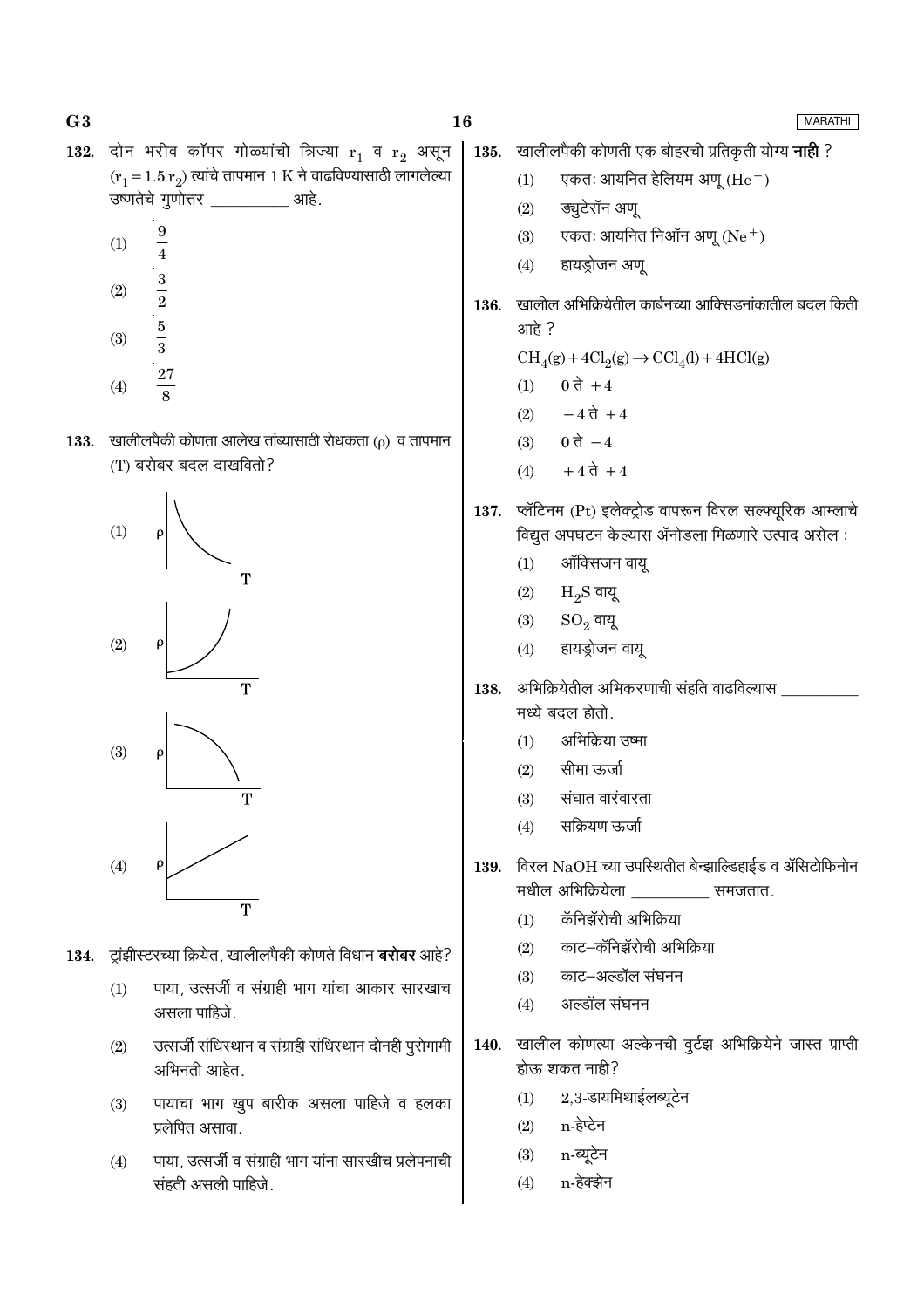132. दोन भरीव कॉपर गोळ्यांची त्रिज्या $r_1$ व $r_2$ असून ($r_1 = 1.5\, r_2$) त्यांचे तापमान 1 K ने वाढविण्यासाठी लागलेल्या उष्णतेचे गुणोत्तर __________ आहे.

(1) $\frac{9}{4}$

(2) $\frac{3}{2}$

(3) $\frac{5}{3}$

(4) $\frac{27}{8}$

133. खालीलपैकी कोणता आलेख तांब्यासाठी रोधकता ($\rho$) व तापमान (T) बरोबर बदल दाखवितो?

(1) [आलेख: $\rho$ विरुद्ध T]

(2) [आलेख: $\rho$ विरुद्ध T]

(3) [आलेख: $\rho$ विरुद्ध T]

(4) [आलेख: $\rho$ विरुद्ध T]

134. ट्रांझीस्टरच्या क्रियेत, खालीलपैकी कोणते विधान **बरोबर** आहे?

(1) पाया, उत्सर्जी व संग्राही भाग यांचा आकार सारखाच असला पाहिजे.

(2) उत्सर्जी संधिस्थान व संग्राही संधिस्थान दोनही पुरोगामी अभिनती आहेत.

(3) पायाचा भाग खुप बारीक असला पाहिजे व हलका प्रलेपित असावा.

(4) पाया, उत्सर्जी व संग्राही भाग यांना सारखीच प्रलेपनाची संहती असली पाहिजे.

135. खालीलपैकी कोणती एक बोहरची प्रतिकृती योग्य **नाही** ?

(1) एकतः आयनित हेलियम अणू ($He^+$)

(2) ड्युटेरॉन अणू

(3) एकतः आयनित निऑन अणू ($Ne^+$)

(4) हायड्रोजन अणू

136. खालील अभिक्रियेतील कार्बनच्या आक्सिडनांकातील बदल किती आहे ?

$CH_4(g) + 4Cl_2(g) \rightarrow CCl_4(l) + 4HCl(g)$

(1) 0 ते +4

(2) −4 ते +4

(3) 0 ते −4

(4) +4 ते +4

137. प्लॅटिनम (Pt) इलेक्ट्रोड वापरून विरल सल्फ्यूरिक आम्लाचे विद्युत अपघटन केल्यास ॲनोडला मिळणारे उत्पाद असेल :

(1) ऑक्सिजन वायू

(2) $H_2S$ वायू

(3) $SO_2$ वायू

(4) हायड्रोजन वायू

138. अभिक्रियेतील अभिकरणाची संहति वाढविल्यास __________ मध्ये बदल होतो.

(1) अभिक्रिया उष्मा

(2) सीमा ऊर्जा

(3) संघात वारंवारता

(4) सक्रियण ऊर्जा

139. विरल NaOH च्या उपस्थितीत बेन्झाल्डिहाईड व ॲसिटोफिनोन मधील अभिक्रियेला __________ समजतात.

(1) कॅनिझ्झॅरोची अभिक्रिया

(2) काट–कॅनिझ्झॅरोची अभिक्रिया

(3) काट–अल्डॉल संघनन

(4) अल्डॉल संघनन

140. खालील कोणत्या अल्केनची वुर्टझ अभिक्रियेने जास्त प्राप्ती होऊ शकत नाही?

(1) 2,3-डायमिथाईलब्यूटेन

(2) n-हेप्टेन

(3) n-ब्यूटेन

(4) n-हेक्झेन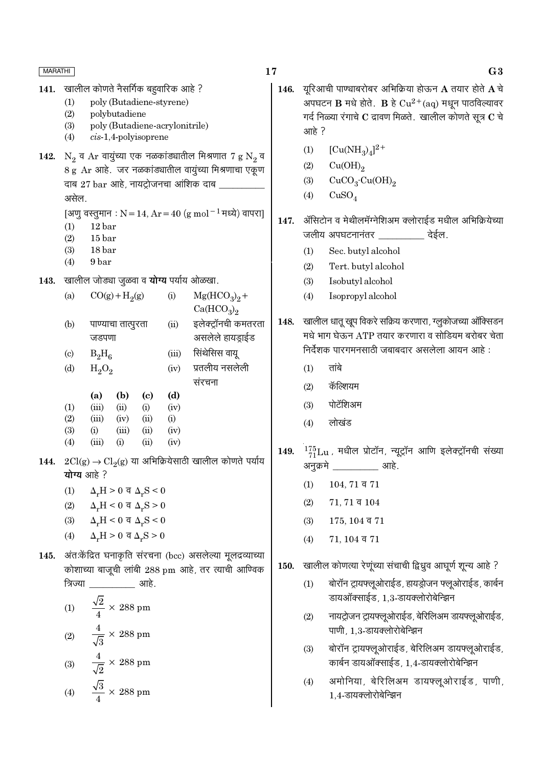**141.** खालील कोणते नैसर्गिक बहुवारिक आहे ?

(1) poly (Butadiene-styrene)
(2) polybutadiene
(3) poly (Butadiene-acrylonitrile)
(4) *cis*-1,4-polyisoprene

**142.** $N_2$ व Ar वायुंच्या एक नळकांड्यातील मिश्रणात 7 g $N_2$ व 8 g Ar आहे. जर नळकांड्यातील वायुंच्या मिश्रणाचा एकूण दाब 27 bar आहे, नायट्रोजनचा आंशिक दाब __________ असेल.

[अणु वस्तुमान : N = 14, Ar = 40 (g $mol^{-1}$ मध्ये) वापरा]

(1) 12 bar
(2) 15 bar
(3) 18 bar
(4) 9 bar

**143.** खालील जोड्या जुळवा व **योग्य** पर्याय ओळखा.

| | | | |
|---|---|---|---|
| (a) | $CO(g) + H_2(g)$ | (i) | $Mg(HCO_3)_2 + Ca(HCO_3)_2$ |
| (b) | पाण्याचा तात्पुरता जडपणा | (ii) | इलेक्ट्रॉनची कमतरता असलेले हायड्राईड |
| (c) | $B_2H_6$ | (iii) | सिंथेसिस वायू |
| (d) | $H_2O_2$ | (iv) | प्रतलीय नसलेली संरचना |

| | (a) | (b) | (c) | (d) |
|---|---|---|---|---|
| (1) | (iii) | (ii) | (i) | (iv) |
| (2) | (iii) | (iv) | (ii) | (i) |
| (3) | (i) | (iii) | (ii) | (iv) |
| (4) | (iii) | (i) | (ii) | (iv) |

**144.** $2Cl(g) \rightarrow Cl_2(g)$ या अभिक्रियेसाठी खालील कोणते पर्याय **योग्य** आहे ?

(1) $\Delta_r H > 0$ व $\Delta_r S < 0$
(2) $\Delta_r H < 0$ व $\Delta_r S > 0$
(3) $\Delta_r H < 0$ व $\Delta_r S < 0$
(4) $\Delta_r H > 0$ व $\Delta_r S > 0$

**145.** अंत:केंद्रित घनाकृति संरचना (bcc) असलेल्या मूलद्रव्याच्या कोशाच्या बाजूची लांबी 288 pm आहे, तर त्याची आण्विक त्रिज्या __________ आहे.

(1) $\frac{\sqrt{2}}{4} \times 288$ pm
(2) $\frac{4}{\sqrt{3}} \times 288$ pm
(3) $\frac{4}{\sqrt{2}} \times 288$ pm
(4) $\frac{\sqrt{3}}{4} \times 288$ pm

**146.** यूरिआची पाण्याबरोबर अभिक्रिया होऊन **A** तयार होते **A** चे अपघटन **B** मधे होते. **B** हे $Cu^{2+}(aq)$ मधून पाठविल्यावर गर्द निळ्या रंगाचे **C** द्रावण मिळते. खालील कोणते सूत्र **C** चे आहे ?

(1) $[Cu(NH_3)_4]^{2+}$
(2) $Cu(OH)_2$
(3) $CuCO_3 \cdot Cu(OH)_2$
(4) $CuSO_4$

**147.** ॲसिटोन व मेथीलमॅग्नेशिअम क्लोराईड मधील अभिक्रियेच्या जलीय अपघटनानंतर __________ देईल.

(1) Sec. butyl alcohol
(2) Tert. butyl alcohol
(3) Isobutyl alcohol
(4) Isopropyl alcohol

**148.** खालील धातू खूप विकरे सक्रिय करणारा, ग्लुकोजच्या ऑक्सिडन मधे भाग घेऊन ATP तयार करणारा व सोडियम बरोबर चेता निर्देशक पारगमनसाठी जबाबदार असलेला आयन आहे :

(1) तांबे
(2) कॅल्शियम
(3) पोटॅशिअम
(4) लोखंड

**149.** $^{175}_{71}Lu$, मधील प्रोटॉन, न्यूट्रॉन आणि इलेक्ट्रॉनची संख्या अनुक्रमे __________ आहे.

(1) 104, 71 व 71
(2) 71, 71 व 104
(3) 175, 104 व 71
(4) 71, 104 व 71

**150.** खालील कोणत्या रेणूंच्या संचाची द्विध्रुव आघूर्ण शून्य आहे ?

(1) बोरॉन ट्रायफ्लूओराईड, हायड्रोजन फ्लूओराईड, कार्बन डायऑक्साईड, 1,3-डायक्लोरोबेन्झिन
(2) नायट्रोजन ट्रायफ्लूओराईड, बेरिलिअम डायफ्लूओराईड, पाणी, 1,3-डायक्लोरोबेन्झिन
(3) बोरॉन ट्रायफ्लूओराईड, बेरिलिअम डायफ्लूओराईड, कार्बन डायऑक्साईड, 1,4-डायक्लोरोबेन्झिन
(4) अमोनिया, बेरिलिअम डायफ्लूओराईड, पाणी, 1,4-डायक्लोरोबेन्झिन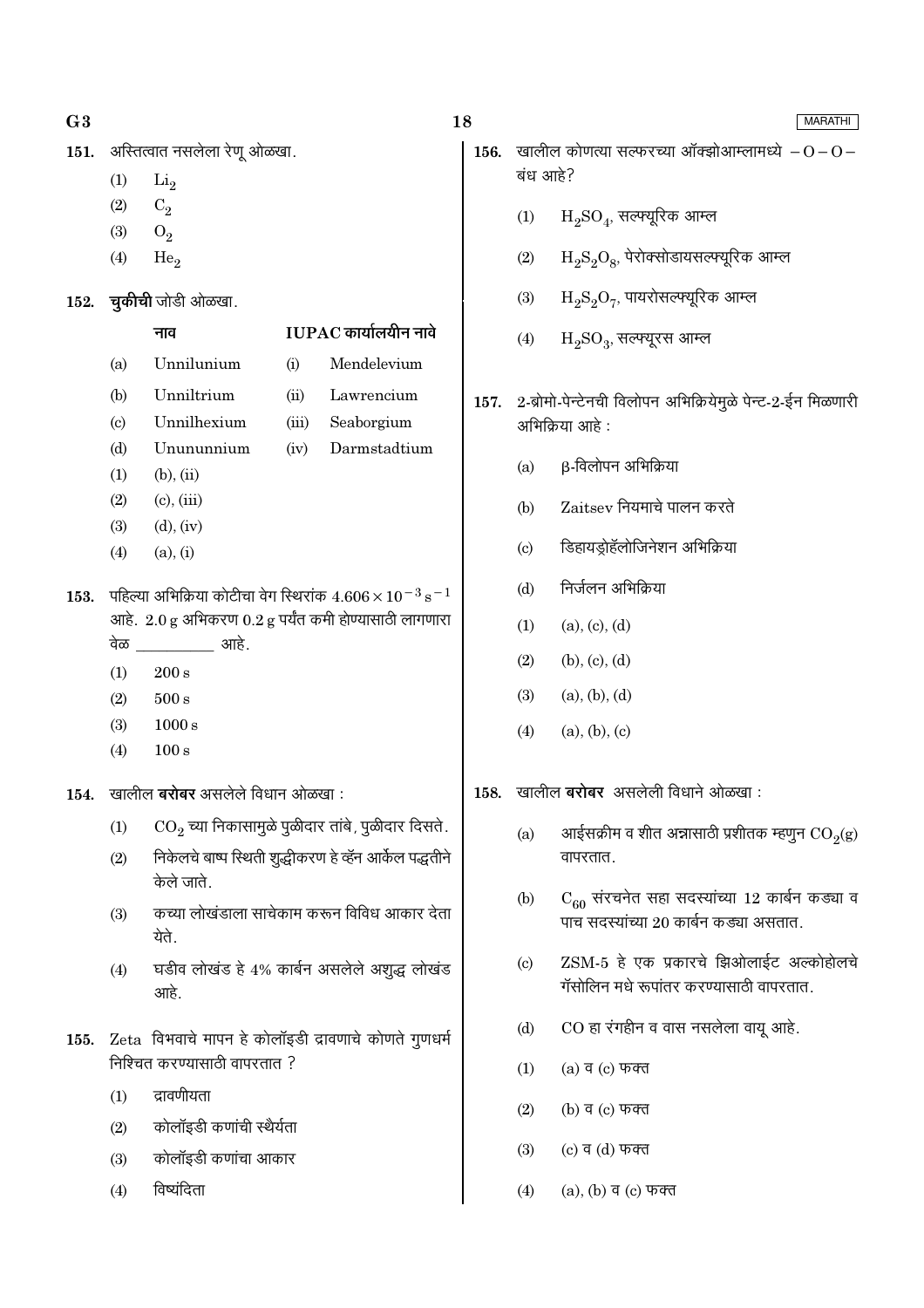151. अस्तित्वात नसलेला रेणू ओळखा.

(1) $Li_2$
(2) $C_2$
(3) $O_2$
(4) $He_2$

152. **चुकीची** जोडी ओळखा.

| | नाव | | IUPAC कार्यालयीन नावे |
|---|---|---|---|
| (a) | Unnilunium | (i) | Mendelevium |
| (b) | Unniltrium | (ii) | Lawrencium |
| (c) | Unnilhexium | (iii) | Seaborgium |
| (d) | Unununnium | (iv) | Darmstadtium |

(1) (b), (ii)
(2) (c), (iii)
(3) (d), (iv)
(4) (a), (i)

153. पहिल्या अभिक्रिया कोटीचा वेग स्थिरांक $4.606 \times 10^{-3}\ s^{-1}$ आहे. 2.0 g अभिकरण 0.2 g पर्यंत कमी होण्यासाठी लागणारा वेळ __________ आहे.

(1) 200 s
(2) 500 s
(3) 1000 s
(4) 100 s

154. खालील **बरोबर** असलेले विधान ओळखा :

(1) $CO_2$ च्या निकासामुळे पुळीदार तांबे, पुळीदार दिसते.
(2) निकेलचे बाष्प स्थिती शुद्धीकरण हे व्हॅन आर्केल पद्धतीने केले जाते.
(3) कच्या लोखंडाला साचेकाम करून विविध आकार देता येते.
(4) घडीव लोखंड हे 4% कार्बन असलेले अशुद्ध लोखंड आहे.

155. Zeta विभवाचे मापन हे कोलॉइडी द्रावणाचे कोणते गुणधर्म निश्चित करण्यासाठी वापरतात ?

(1) द्रावणीयता
(2) कोलॉइडी कणांची स्थैर्यता
(3) कोलॉइडी कणांचा आकार
(4) विष्यंदिता

156. खालील कोणत्या सल्फरच्या ऑक्झोआम्लामध्ये $-O-O-$ बंध आहे?

(1) $H_2SO_4$, सल्फ्यूरिक आम्ल
(2) $H_2S_2O_8$, पेरोक्सोडायसल्फ्यूरिक आम्ल
(3) $H_2S_2O_7$, पायरोसल्फ्यूरिक आम्ल
(4) $H_2SO_3$, सल्फ्यूरस आम्ल

157. 2-ब्रोमो-पेन्टेनची विलोपन अभिक्रियेमुळे पेन्ट-2-ईन मिळणारी अभिक्रिया आहे :

(a) β-विलोपन अभिक्रिया
(b) Zaitsev नियमाचे पालन करते
(c) डिहायड्रोहॅलोजिनेशन अभिक्रिया
(d) निर्जलन अभिक्रिया

(1) (a), (c), (d)
(2) (b), (c), (d)
(3) (a), (b), (d)
(4) (a), (b), (c)

158. खालील **बरोबर** असलेली विधाने ओळखा :

(a) आईसक्रीम व शीत अन्नासाठी प्रशीतक म्हणुन $CO_2(g)$ वापरतात.
(b) $C_{60}$ संरचनेत सहा सदस्यांच्या 12 कार्बन कड्या व पाच सदस्यांच्या 20 कार्बन कड्या असतात.
(c) ZSM-5 हे एक प्रकारचे झिओलाईट अल्कोहोलचे गॅसोलिन मधे रूपांतर करण्यासाठी वापरतात.
(d) CO हा रंगहीन व वास नसलेला वायू आहे.

(1) (a) व (c) फक्त
(2) (b) व (c) फक्त
(3) (c) व (d) फक्त
(4) (a), (b) व (c) फक्त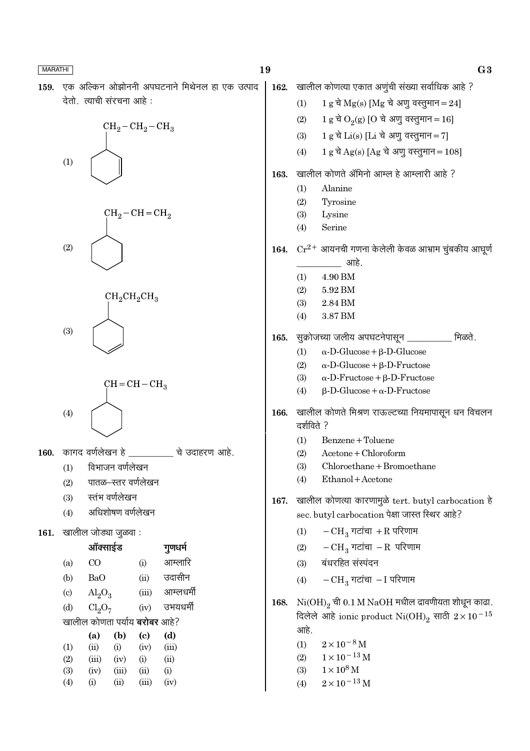159. एक अल्किन ओझोननी अपघटनाने मिथेनल हा एक उत्पाद देतो. त्याची संरचना आहे :

(1) cyclohexene ring with substituent $CH_2-CH_2-CH_3$

(2) cyclohexane ring with substituent $CH_2-CH=CH_2$

(3) cyclohexene ring with substituent $CH_2CH_2CH_3$

(4) cyclohexane ring with substituent $CH=CH-CH_3$

160. कागद वर्णलेखन हे __________ चे उदाहरण आहे.

(1) विभाजन वर्णलेखन
(2) पातळ–स्तर वर्णलेखन
(3) स्तंभ वर्णलेखन
(4) अधिशोषण वर्णलेखन

161. खालील जोड्या जुळवा :

| | ऑक्साईड | | गुणधर्म |
|---|---|---|---|
| (a) | $CO$ | (i) | आम्लारि |
| (b) | $BaO$ | (ii) | उदासीन |
| (c) | $Al_2O_3$ | (iii) | आम्लधर्मी |
| (d) | $Cl_2O_7$ | (iv) | उभयधर्मी |

खालील कोणता पर्याय **बरोबर** आहे?

| | (a) | (b) | (c) | (d) |
|---|---|---|---|---|
| (1) | (ii) | (i) | (iv) | (iii) |
| (2) | (iii) | (iv) | (i) | (ii) |
| (3) | (iv) | (iii) | (ii) | (i) |
| (4) | (i) | (ii) | (iii) | (iv) |

162. खालील कोणत्या एकात अणुंची संख्या सर्वाधिक आहे ?

(1) 1 g चे $Mg(s)$ [Mg चे अणु वस्तुमान = 24]
(2) 1 g चे $O_2(g)$ [O चे अणु वस्तुमान = 16]
(3) 1 g चे $Li(s)$ [Li चे अणु वस्तुमान = 7]
(4) 1 g चे $Ag(s)$ [Ag चे अणु वस्तुमान = 108]

163. खालील कोणते ॲमिनो आम्ल हे आम्लारी आहे ?

(1) Alanine
(2) Tyrosine
(3) Lysine
(4) Serine

164. $Cr^{2+}$ आयनची गणना केलेली केवळ आभ्राम चुंबकीय आघूर्ण __________ आहे.

(1) 4.90 BM
(2) 5.92 BM
(3) 2.84 BM
(4) 3.87 BM

165. सुक्रोजच्या जलीय अपघटनेपासून __________ मिळते.

(1) $\alpha$-D-Glucose + $\beta$-D-Glucose
(2) $\alpha$-D-Glucose + $\beta$-D-Fructose
(3) $\alpha$-D-Fructose + $\beta$-D-Fructose
(4) $\beta$-D-Glucose + $\alpha$-D-Fructose

166. खालील कोणते मिश्रण राऊल्टच्या नियमापासून धन विचलन दर्शविते ?

(1) Benzene + Toluene
(2) Acetone + Chloroform
(3) Chloroethane + Bromoethane
(4) Ethanol + Acetone

167. खालील कोणत्या कारणामुळे tert. butyl carbocation हे sec. butyl carbocation पेक्षा जास्त स्थिर आहे?

(1) $-CH_3$ गटांचा +R परिणाम
(2) $-CH_3$ गटांचा −R परिणाम
(3) बंधरहित संस्पंदन
(4) $-CH_3$ गटांचा −I परिणाम

168. $Ni(OH)_2$ ची 0.1 M NaOH मधील द्रावणीयता शोधून काढा. दिलेले आहे ionic product $Ni(OH)_2$ साठी $2\times10^{-15}$ आहे.

(1) $2\times10^{-8}$ M
(2) $1\times10^{-13}$ M
(3) $1\times10^{8}$ M
(4) $2\times10^{-13}$ M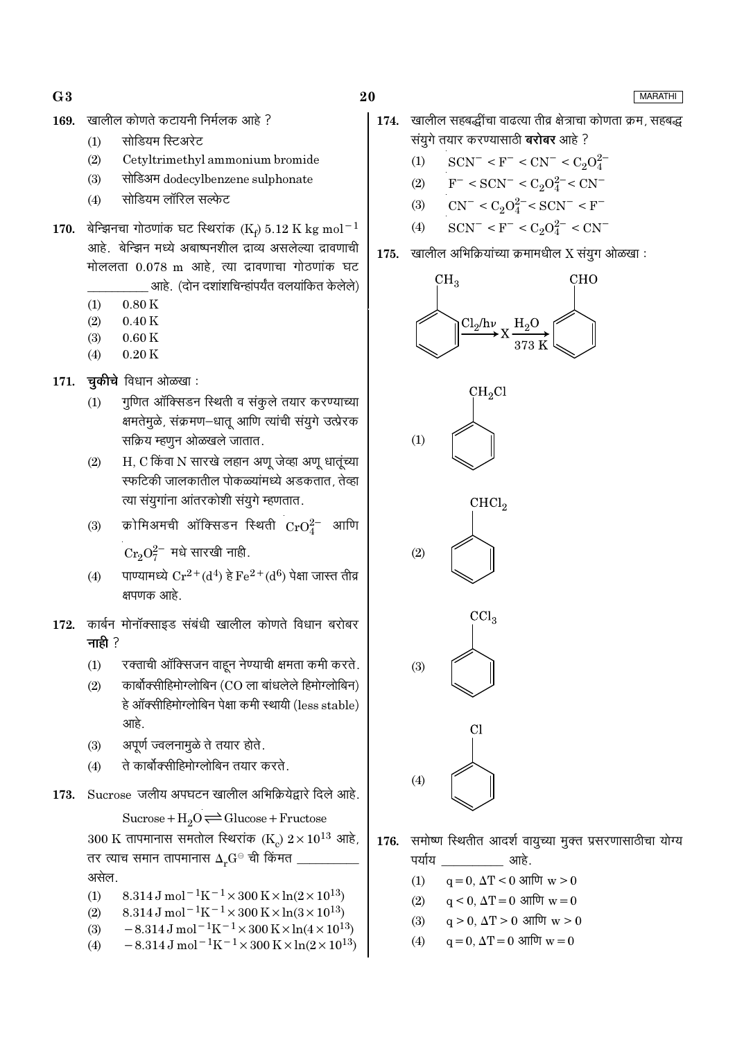169. खालील कोणते कटायनी निर्मलक आहे ?

(1) सोडियम स्टिअरेट
(2) Cetyltrimethyl ammonium bromide
(3) सोडिअम dodecylbenzene sulphonate
(4) सोडियम लॉरिल सल्फेट

170. बेन्झिनचा गोठणांक घट स्थिरांक ($K_f$) 5.12 K kg $mol^{-1}$ आहे. बेन्झिन मध्ये अबाष्पनशील द्राव्य असलेल्या द्रावणाची मोललता 0.078 m आहे, त्या द्रावणाचा गोठणांक घट __________ आहे. (दोन दशांशचिन्हांपर्यंत वलयांकित केलेले)

(1) 0.80 K
(2) 0.40 K
(3) 0.60 K
(4) 0.20 K

171. **चुकीचे** विधान ओळखा :

(1) गुणित ऑक्सिडन स्थिती व संकुले तयार करण्याच्या क्षमतेमुळे, संक्रमण–धातू आणि त्यांची संयुगे उत्प्रेरक सक्रिय म्हणुन ओळखले जातात.
(2) H, C किंवा N सारखे लहान अणू जेव्हा अणू धातूंच्या स्फटिकी जालकातील पोकळ्यांमध्ये अडकतात, तेव्हा त्या संयुगांना आंतरकोशी संयुगे म्हणतात.
(3) क्रोमिअमची ऑक्सिडन स्थिती $CrO_4^{2-}$ आणि $Cr_2O_7^{2-}$ मधे सारखी नाही.
(4) पाण्यामध्ये $Cr^{2+}(d^4)$ हे $Fe^{2+}(d^6)$ पेक्षा जास्त तीव्र क्षपणक आहे.

172. कार्बन मोनॉक्साइड संबंधी खालील कोणते विधान बरोबर **नाही** ?

(1) रक्ताची ऑक्सिजन वाहून नेण्याची क्षमता कमी करते.
(2) कार्बोक्सीहिमोग्लोबिन (CO ला बांधलेले हिमोग्लोबिन) हे ऑक्सीहिमोग्लोबिन पेक्षा कमी स्थायी (less stable) आहे.
(3) अपूर्ण ज्वलनामुळे ते तयार होते.
(4) ते कार्बोक्सीहिमोग्लोबिन तयार करते.

173. Sucrose जलीय अपघटन खालील अभिक्रियेद्वारे दिले आहे.

$$Sucrose + H_2O \rightleftharpoons Glucose + Fructose$$

300 K तापमानास समतोल स्थिरांक ($K_c$) $2 \times 10^{13}$ आहे, तर त्याच समान तापमानास $\Delta_r G^\ominus$ ची किंमत __________ असेल.

(1) $8.314\ J\ mol^{-1}K^{-1} \times 300\ K \times \ln(2 \times 10^{13})$
(2) $8.314\ J\ mol^{-1}K^{-1} \times 300\ K \times \ln(3 \times 10^{13})$
(3) $-8.314\ J\ mol^{-1}K^{-1} \times 300\ K \times \ln(4 \times 10^{13})$
(4) $-8.314\ J\ mol^{-1}K^{-1} \times 300\ K \times \ln(2 \times 10^{13})$

174. खालील सहबद्धींचा वाढत्या तीव्र क्षेत्राचा कोणता क्रम, सहबद्ध संयुगे तयार करण्यासाठी **बरोबर** आहे ?

(1) $SCN^- < F^- < CN^- < C_2O_4^{2-}$
(2) $F^- < SCN^- < C_2O_4^{2-} < CN^-$
(3) $CN^- < C_2O_4^{2-} < SCN^- < F^-$
(4) $SCN^- < F^- < C_2O_4^{2-} < CN^-$

175. खालील अभिक्रियांच्या क्रमामधील X संयुग ओळखा :

$$C_6H_5CH_3 \xrightarrow{Cl_2/h\nu} X \xrightarrow[373\ K]{H_2O} C_6H_5CHO$$

(1) $C_6H_5CH_2Cl$
(2) $C_6H_5CHCl_2$
(3) $C_6H_5CCl_3$
(4) $C_6H_5Cl$

176. समोष्ण स्थितीत आदर्श वायुच्या मुक्त प्रसरणासाठीचा योग्य पर्याय __________ आहे.

(1) $q = 0, \Delta T < 0$ आणि $w > 0$
(2) $q < 0, \Delta T = 0$ आणि $w = 0$
(3) $q > 0, \Delta T > 0$ आणि $w > 0$
(4) $q = 0, \Delta T = 0$ आणि $w = 0$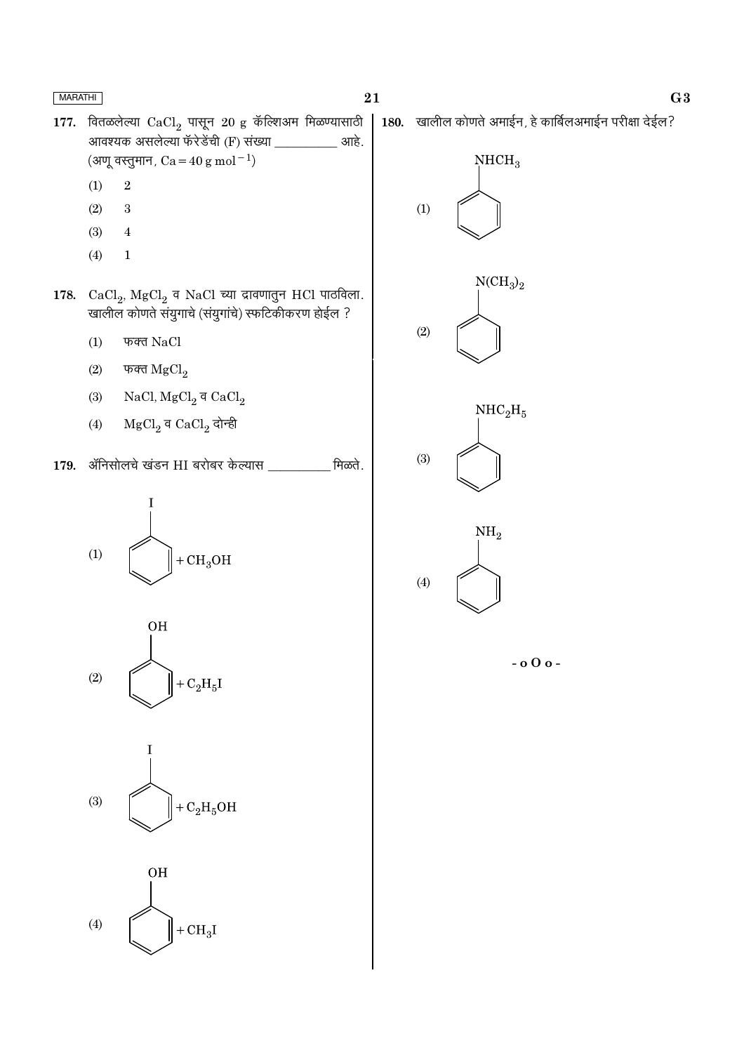177. वितळलेल्या $CaCl_2$ पासून 20 g कॅल्शिअम मिळण्यासाठी आवश्यक असलेल्या फॅरेडेंची (F) संख्या __________ आहे. (अणू वस्तुमान, $Ca = 40 \text{ g mol}^{-1}$)

(1) 2

(2) 3

(3) 4

(4) 1

178. $CaCl_2$, $MgCl_2$ व NaCl च्या द्रावणातुन HCl पाठविला. खालील कोणते संयुगाचे (संयुगांचे) स्फटिकीकरण होईल ?

(1) फक्त NaCl

(2) फक्त $MgCl_2$

(3) NaCl, $MgCl_2$ व $CaCl_2$

(4) $MgCl_2$ व $CaCl_2$ दोन्ही

179. ॲनिसोलचे खंडन HI बरोबर केल्यास __________ मिळते.

(1) $C_6H_5I$ (आयोडोबेंझीन) + $CH_3OH$

(2) $C_6H_5OH$ (फिनॉल) + $C_2H_5I$

(3) $C_6H_5I$ (आयोडोबेंझीन) + $C_2H_5OH$

(4) $C_6H_5OH$ (फिनॉल) + $CH_3I$

180. खालील कोणते अमाईन, हे कार्बिलअमाईन परीक्षा देईल?

(1) $C_6H_5NHCH_3$

(2) $C_6H_5N(CH_3)_2$

(3) $C_6H_5NHC_2H_5$

(4) $C_6H_5NH_2$

- o O o -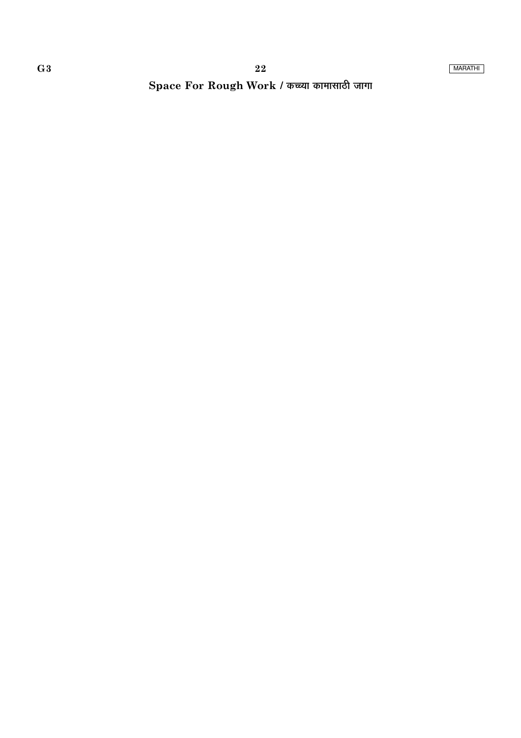**Space For Rough Work / कच्च्या कामासाठी जागा**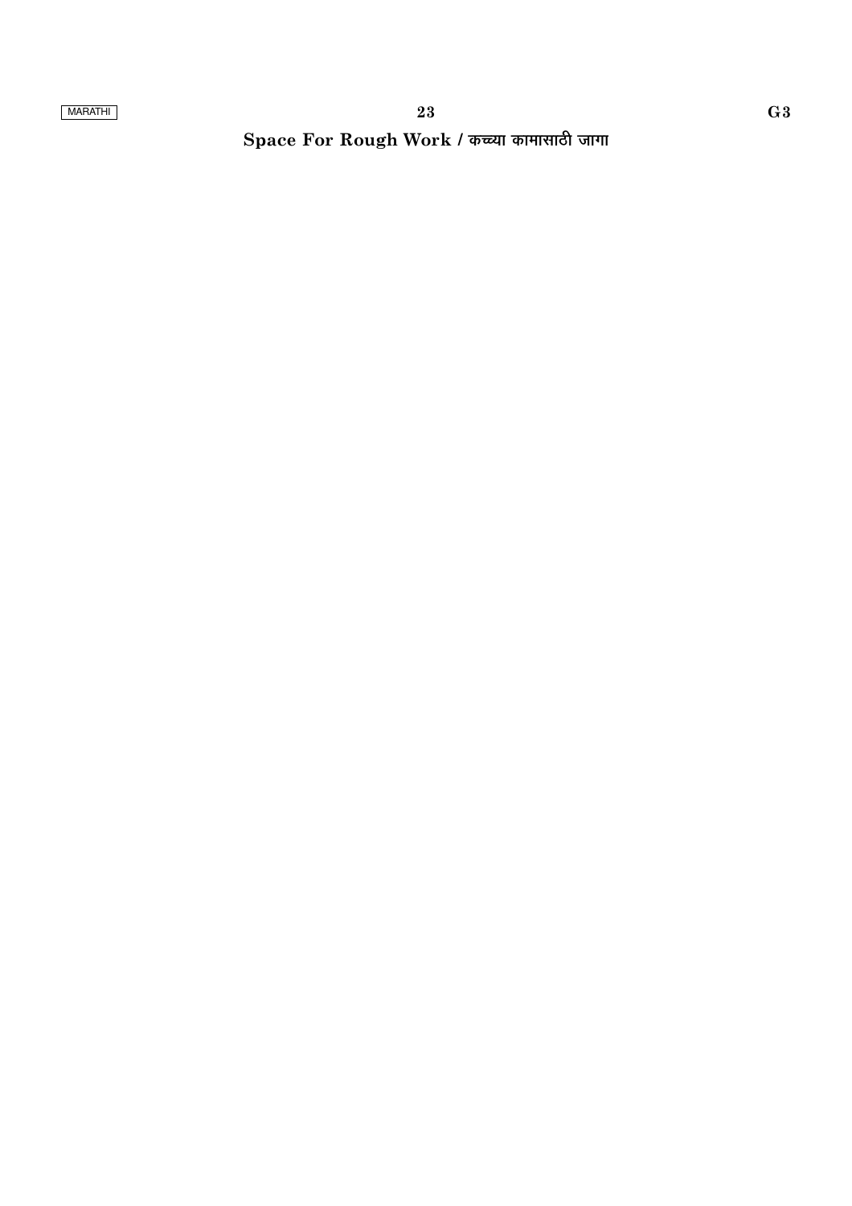Space For Rough Work / कच्च्या कामासाठी जागा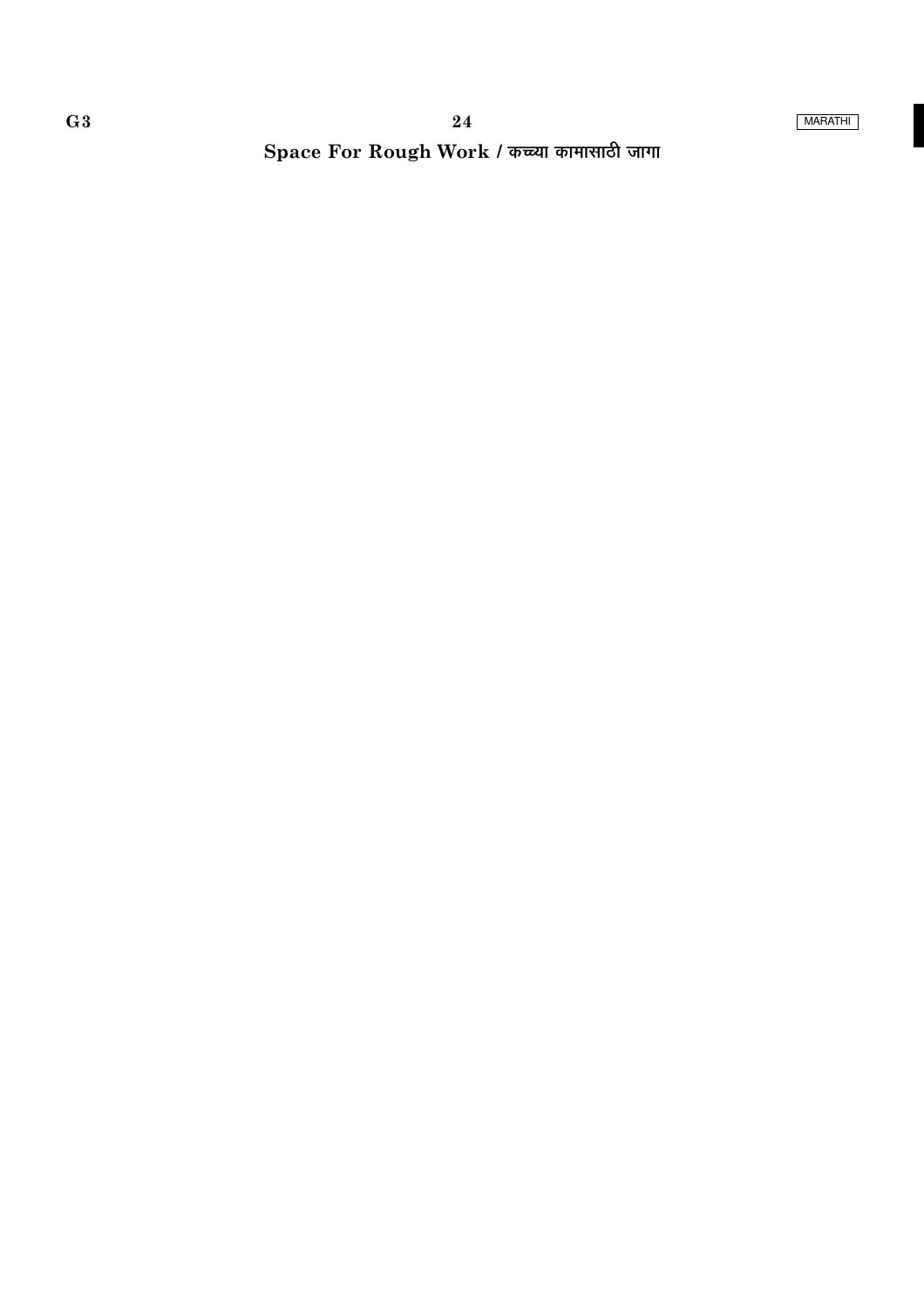**Space For Rough Work / कच्च्या कामासाठी जागा**